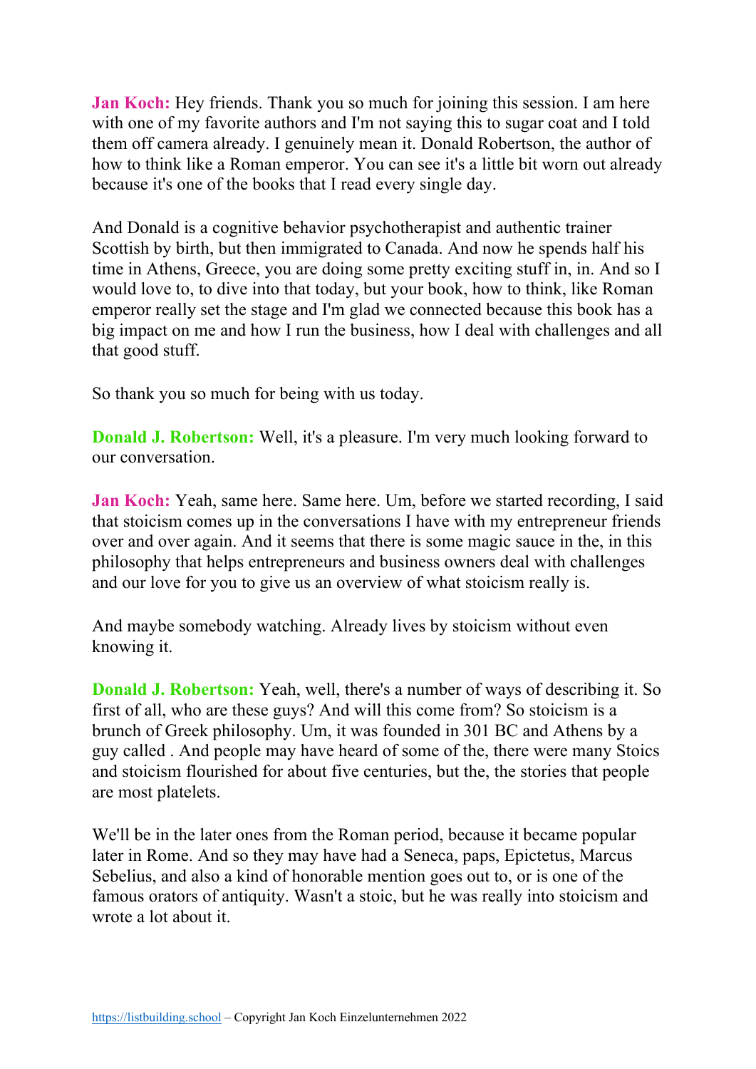**Jan Koch:** Hey friends. Thank you so much for joining this session. I am here with one of my favorite authors and I'm not saying this to sugar coat and I told them off camera already. I genuinely mean it. Donald Robertson, the author of how to think like a Roman emperor. You can see it's a little bit worn out already because it's one of the books that I read every single day.

And Donald is a cognitive behavior psychotherapist and authentic trainer Scottish by birth, but then immigrated to Canada. And now he spends half his time in Athens, Greece, you are doing some pretty exciting stuff in, in. And so I would love to, to dive into that today, but your book, how to think, like Roman emperor really set the stage and I'm glad we connected because this book has a big impact on me and how I run the business, how I deal with challenges and all that good stuff.

So thank you so much for being with us today.

**Donald J. Robertson:** Well, it's a pleasure. I'm very much looking forward to our conversation.

**Jan Koch:** Yeah, same here. Same here. Um, before we started recording, I said that stoicism comes up in the conversations I have with my entrepreneur friends over and over again. And it seems that there is some magic sauce in the, in this philosophy that helps entrepreneurs and business owners deal with challenges and our love for you to give us an overview of what stoicism really is.

And maybe somebody watching. Already lives by stoicism without even knowing it.

**Donald J. Robertson:** Yeah, well, there's a number of ways of describing it. So first of all, who are these guys? And will this come from? So stoicism is a brunch of Greek philosophy. Um, it was founded in 301 BC and Athens by a guy called . And people may have heard of some of the, there were many Stoics and stoicism flourished for about five centuries, but the, the stories that people are most platelets.

We'll be in the later ones from the Roman period, because it became popular later in Rome. And so they may have had a Seneca, paps, Epictetus, Marcus Sebelius, and also a kind of honorable mention goes out to, or is one of the famous orators of antiquity. Wasn't a stoic, but he was really into stoicism and wrote a lot about it.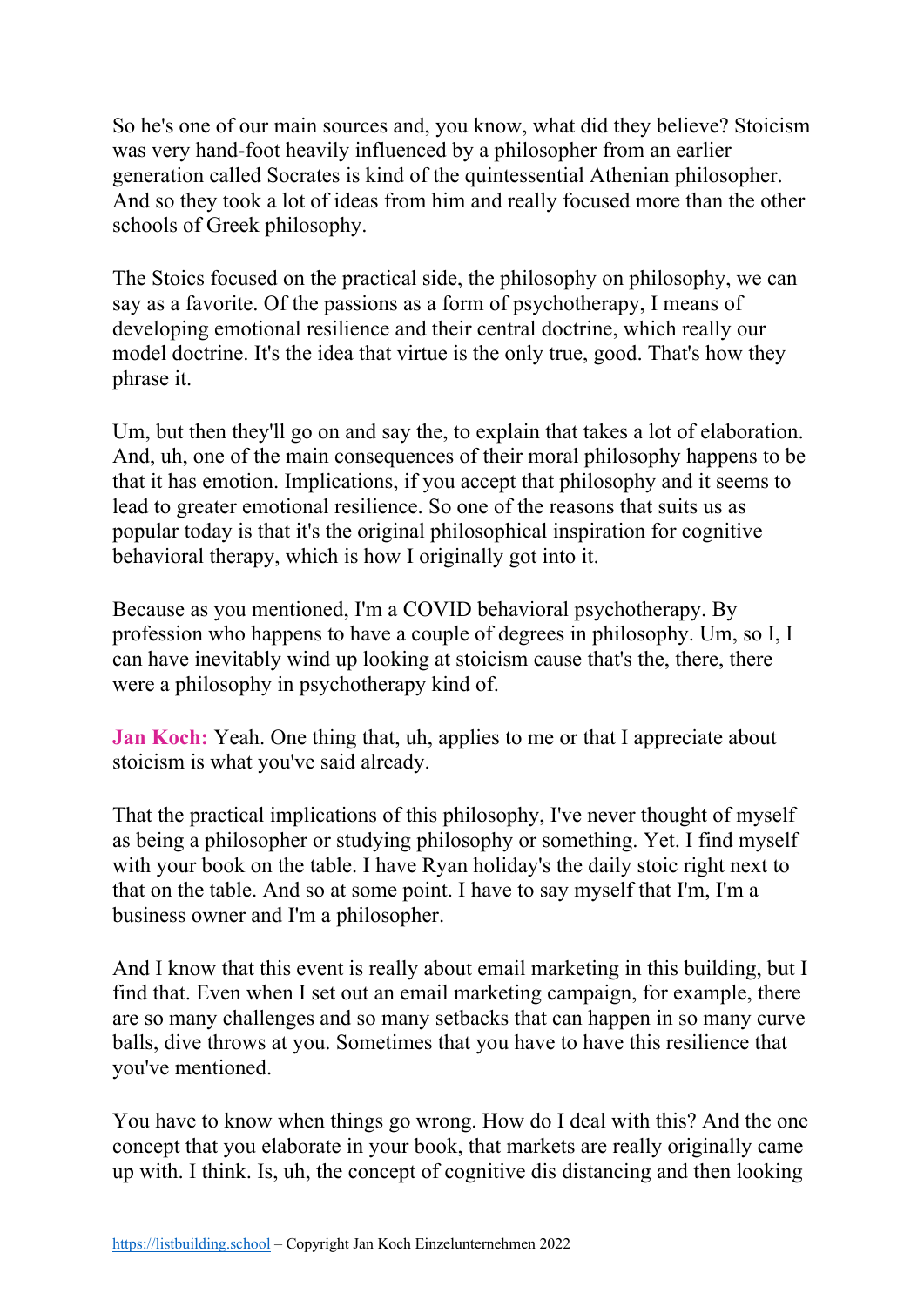So he's one of our main sources and, you know, what did they believe? Stoicism was very hand-foot heavily influenced by a philosopher from an earlier generation called Socrates is kind of the quintessential Athenian philosopher. And so they took a lot of ideas from him and really focused more than the other schools of Greek philosophy.

The Stoics focused on the practical side, the philosophy on philosophy, we can say as a favorite. Of the passions as a form of psychotherapy, I means of developing emotional resilience and their central doctrine, which really our model doctrine. It's the idea that virtue is the only true, good. That's how they phrase it.

Um, but then they'll go on and say the, to explain that takes a lot of elaboration. And, uh, one of the main consequences of their moral philosophy happens to be that it has emotion. Implications, if you accept that philosophy and it seems to lead to greater emotional resilience. So one of the reasons that suits us as popular today is that it's the original philosophical inspiration for cognitive behavioral therapy, which is how I originally got into it.

Because as you mentioned, I'm a COVID behavioral psychotherapy. By profession who happens to have a couple of degrees in philosophy. Um, so I, I can have inevitably wind up looking at stoicism cause that's the, there, there were a philosophy in psychotherapy kind of.

**Jan Koch:** Yeah. One thing that, uh, applies to me or that I appreciate about stoicism is what you've said already.

That the practical implications of this philosophy, I've never thought of myself as being a philosopher or studying philosophy or something. Yet. I find myself with your book on the table. I have Ryan holiday's the daily stoic right next to that on the table. And so at some point. I have to say myself that I'm, I'm a business owner and I'm a philosopher.

And I know that this event is really about email marketing in this building, but I find that. Even when I set out an email marketing campaign, for example, there are so many challenges and so many setbacks that can happen in so many curve balls, dive throws at you. Sometimes that you have to have this resilience that you've mentioned.

You have to know when things go wrong. How do I deal with this? And the one concept that you elaborate in your book, that markets are really originally came up with. I think. Is, uh, the concept of cognitive dis distancing and then looking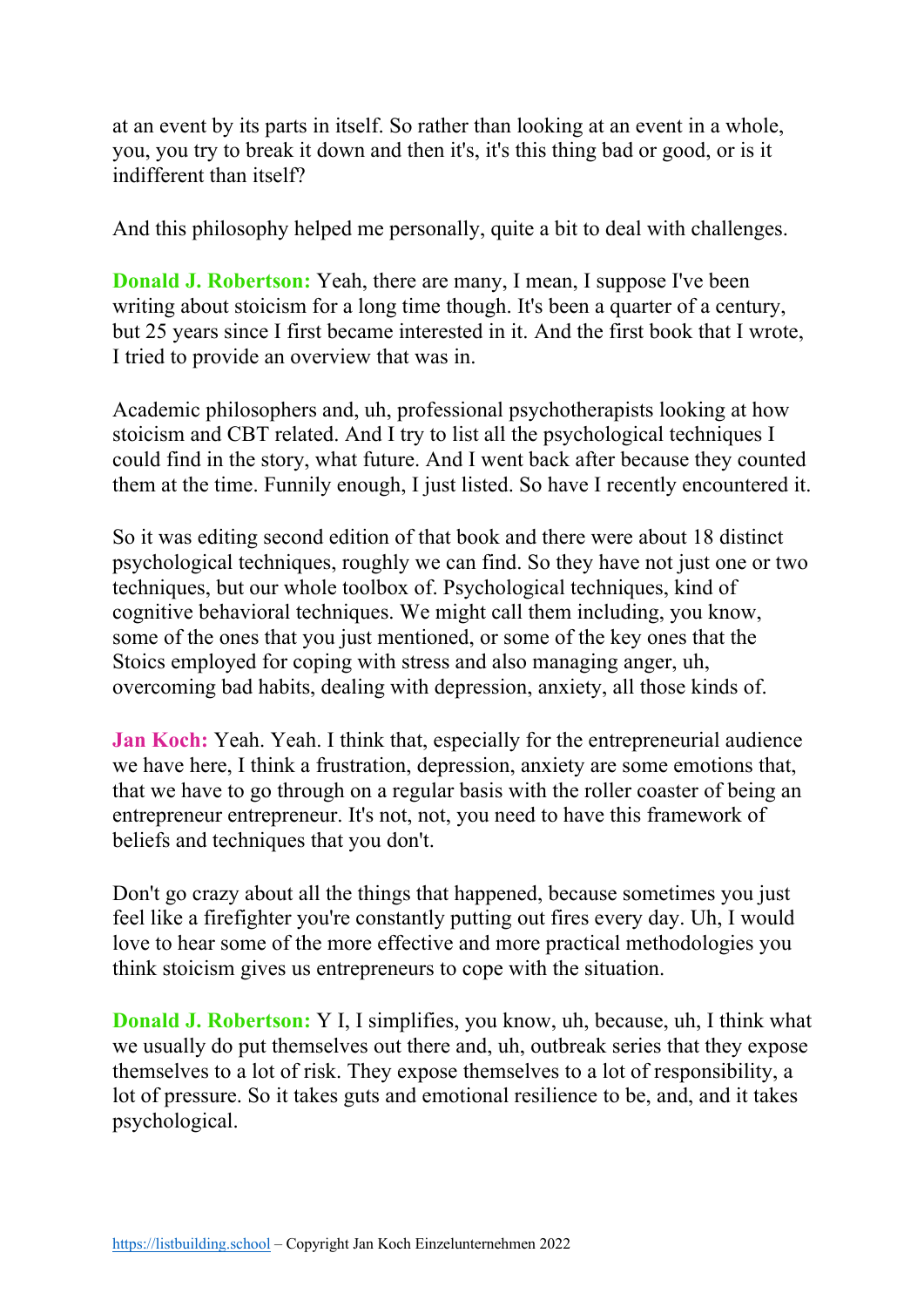at an event by its parts in itself. So rather than looking at an event in a whole, you, you try to break it down and then it's, it's this thing bad or good, or is it indifferent than itself?

And this philosophy helped me personally, quite a bit to deal with challenges.

**Donald J. Robertson:** Yeah, there are many, I mean, I suppose I've been writing about stoicism for a long time though. It's been a quarter of a century, but 25 years since I first became interested in it. And the first book that I wrote, I tried to provide an overview that was in.

Academic philosophers and, uh, professional psychotherapists looking at how stoicism and CBT related. And I try to list all the psychological techniques I could find in the story, what future. And I went back after because they counted them at the time. Funnily enough, I just listed. So have I recently encountered it.

So it was editing second edition of that book and there were about 18 distinct psychological techniques, roughly we can find. So they have not just one or two techniques, but our whole toolbox of. Psychological techniques, kind of cognitive behavioral techniques. We might call them including, you know, some of the ones that you just mentioned, or some of the key ones that the Stoics employed for coping with stress and also managing anger, uh, overcoming bad habits, dealing with depression, anxiety, all those kinds of.

**Jan Koch:** Yeah. Yeah. I think that, especially for the entrepreneurial audience we have here, I think a frustration, depression, anxiety are some emotions that, that we have to go through on a regular basis with the roller coaster of being an entrepreneur entrepreneur. It's not, not, you need to have this framework of beliefs and techniques that you don't.

Don't go crazy about all the things that happened, because sometimes you just feel like a firefighter you're constantly putting out fires every day. Uh, I would love to hear some of the more effective and more practical methodologies you think stoicism gives us entrepreneurs to cope with the situation.

**Donald J. Robertson:** Y I, I simplifies, you know, uh, because, uh, I think what we usually do put themselves out there and, uh, outbreak series that they expose themselves to a lot of risk. They expose themselves to a lot of responsibility, a lot of pressure. So it takes guts and emotional resilience to be, and, and it takes psychological.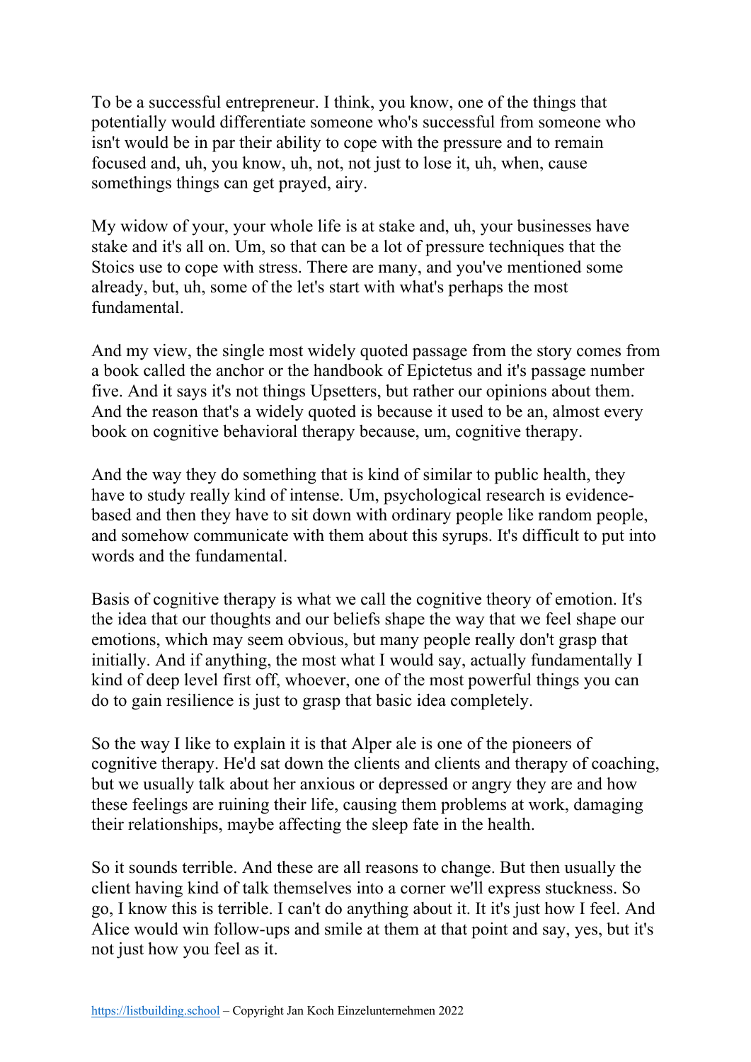To be a successful entrepreneur. I think, you know, one of the things that potentially would differentiate someone who's successful from someone who isn't would be in par their ability to cope with the pressure and to remain focused and, uh, you know, uh, not, not just to lose it, uh, when, cause somethings things can get prayed, airy.

My widow of your, your whole life is at stake and, uh, your businesses have stake and it's all on. Um, so that can be a lot of pressure techniques that the Stoics use to cope with stress. There are many, and you've mentioned some already, but, uh, some of the let's start with what's perhaps the most fundamental.

And my view, the single most widely quoted passage from the story comes from a book called the anchor or the handbook of Epictetus and it's passage number five. And it says it's not things Upsetters, but rather our opinions about them. And the reason that's a widely quoted is because it used to be an, almost every book on cognitive behavioral therapy because, um, cognitive therapy.

And the way they do something that is kind of similar to public health, they have to study really kind of intense. Um, psychological research is evidence-based and then they have to sit down with ordinary people like random people, and somehow communicate with them about this syrups. It's difficult to put into words and the fundamental.

Basis of cognitive therapy is what we call the cognitive theory of emotion. It's the idea that our thoughts and our beliefs shape the way that we feel shape our emotions, which may seem obvious, but many people really don't grasp that initially. And if anything, the most what I would say, actually fundamentally I kind of deep level first off, whoever, one of the most powerful things you can do to gain resilience is just to grasp that basic idea completely.

So the way I like to explain it is that Alper ale is one of the pioneers of cognitive therapy. He'd sat down the clients and clients and therapy of coaching, but we usually talk about her anxious or depressed or angry they are and how these feelings are ruining their life, causing them problems at work, damaging their relationships, maybe affecting the sleep fate in the health.

So it sounds terrible. And these are all reasons to change. But then usually the client having kind of talk themselves into a corner we'll express stuckness. So go, I know this is terrible. I can't do anything about it. It it's just how I feel. And Alice would win follow-ups and smile at them at that point and say, yes, but it's not just how you feel as it.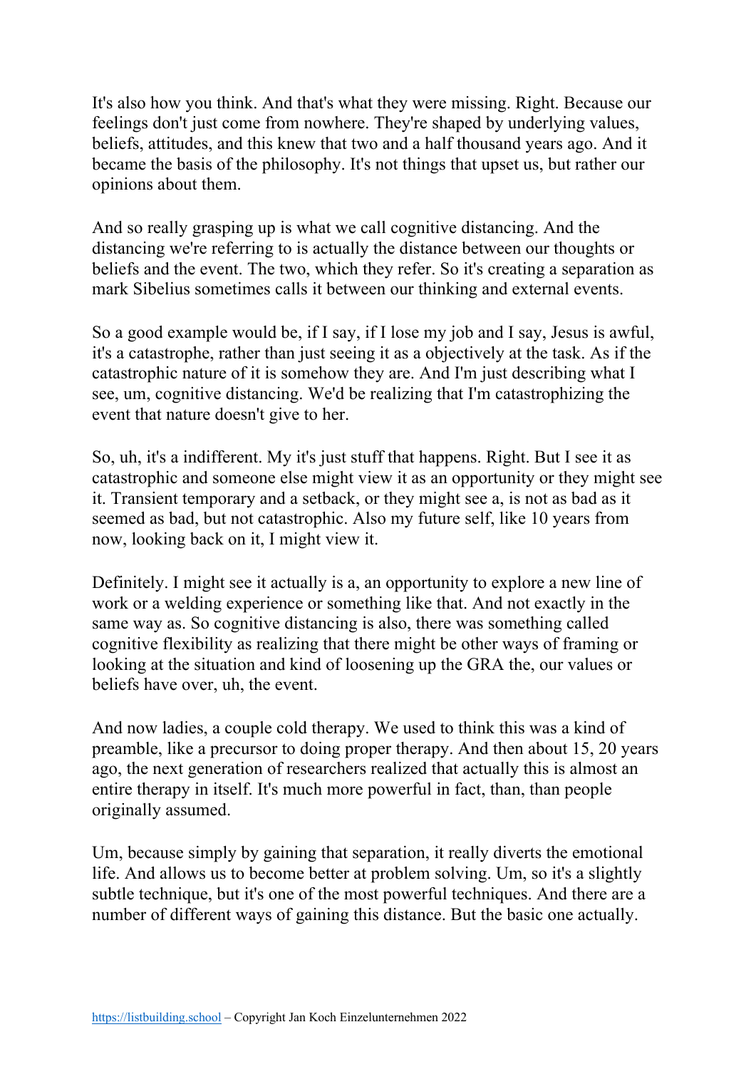It's also how you think. And that's what they were missing. Right. Because our feelings don't just come from nowhere. They're shaped by underlying values, beliefs, attitudes, and this knew that two and a half thousand years ago. And it became the basis of the philosophy. It's not things that upset us, but rather our opinions about them.

And so really grasping up is what we call cognitive distancing. And the distancing we're referring to is actually the distance between our thoughts or beliefs and the event. The two, which they refer. So it's creating a separation as mark Sibelius sometimes calls it between our thinking and external events.

So a good example would be, if I say, if I lose my job and I say, Jesus is awful, it's a catastrophe, rather than just seeing it as a objectively at the task. As if the catastrophic nature of it is somehow they are. And I'm just describing what I see, um, cognitive distancing. We'd be realizing that I'm catastrophizing the event that nature doesn't give to her.

So, uh, it's a indifferent. My it's just stuff that happens. Right. But I see it as catastrophic and someone else might view it as an opportunity or they might see it. Transient temporary and a setback, or they might see a, is not as bad as it seemed as bad, but not catastrophic. Also my future self, like 10 years from now, looking back on it, I might view it.

Definitely. I might see it actually is a, an opportunity to explore a new line of work or a welding experience or something like that. And not exactly in the same way as. So cognitive distancing is also, there was something called cognitive flexibility as realizing that there might be other ways of framing or looking at the situation and kind of loosening up the GRA the, our values or beliefs have over, uh, the event.

And now ladies, a couple cold therapy. We used to think this was a kind of preamble, like a precursor to doing proper therapy. And then about 15, 20 years ago, the next generation of researchers realized that actually this is almost an entire therapy in itself. It's much more powerful in fact, than, than people originally assumed.

Um, because simply by gaining that separation, it really diverts the emotional life. And allows us to become better at problem solving. Um, so it's a slightly subtle technique, but it's one of the most powerful techniques. And there are a number of different ways of gaining this distance. But the basic one actually.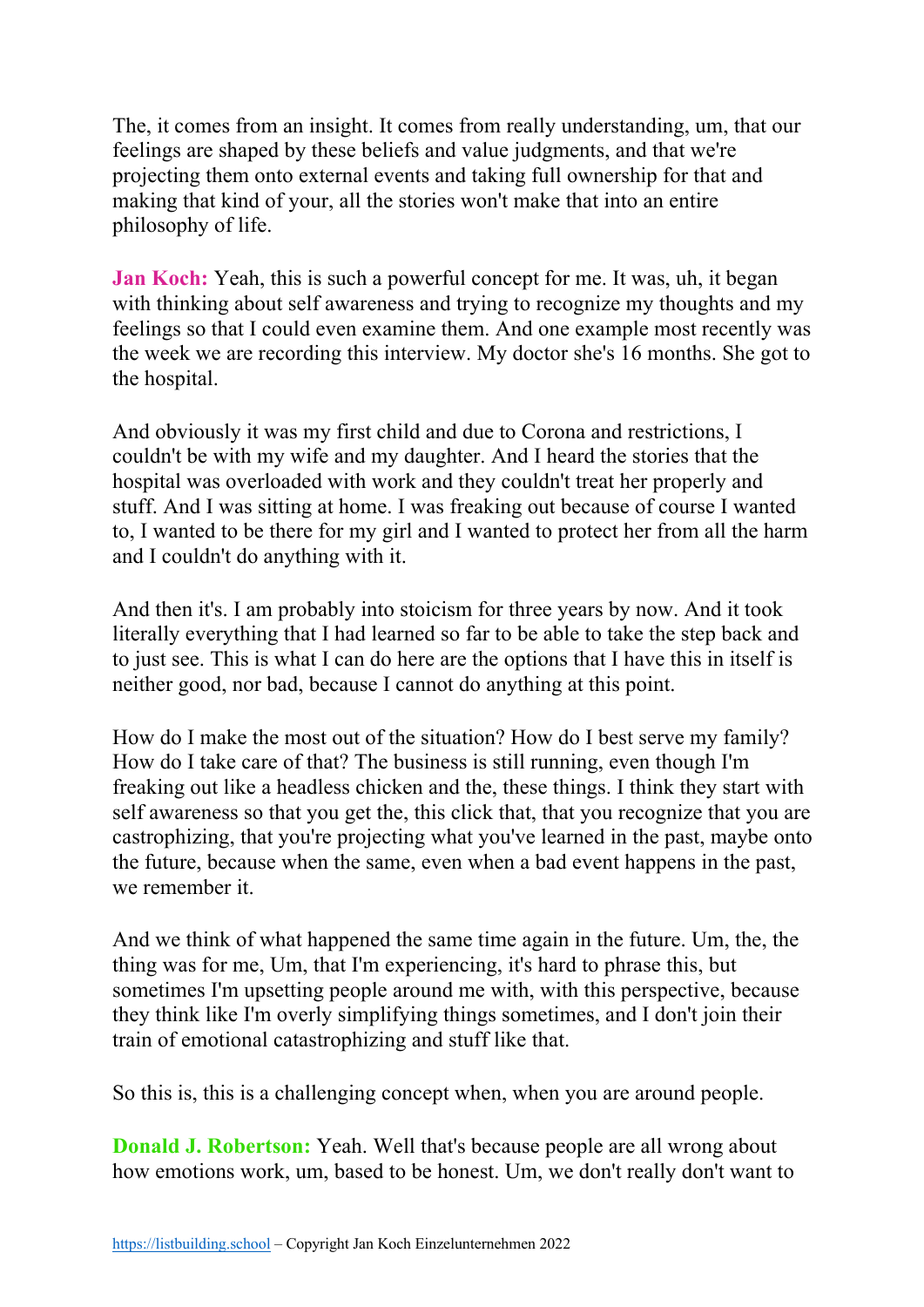The, it comes from an insight. It comes from really understanding, um, that our feelings are shaped by these beliefs and value judgments, and that we're projecting them onto external events and taking full ownership for that and making that kind of your, all the stories won't make that into an entire philosophy of life.

**Jan Koch:** Yeah, this is such a powerful concept for me. It was, uh, it began with thinking about self awareness and trying to recognize my thoughts and my feelings so that I could even examine them. And one example most recently was the week we are recording this interview. My doctor she's 16 months. She got to the hospital.

And obviously it was my first child and due to Corona and restrictions, I couldn't be with my wife and my daughter. And I heard the stories that the hospital was overloaded with work and they couldn't treat her properly and stuff. And I was sitting at home. I was freaking out because of course I wanted to, I wanted to be there for my girl and I wanted to protect her from all the harm and I couldn't do anything with it.

And then it's. I am probably into stoicism for three years by now. And it took literally everything that I had learned so far to be able to take the step back and to just see. This is what I can do here are the options that I have this in itself is neither good, nor bad, because I cannot do anything at this point.

How do I make the most out of the situation? How do I best serve my family? How do I take care of that? The business is still running, even though I'm freaking out like a headless chicken and the, these things. I think they start with self awareness so that you get the, this click that, that you recognize that you are castrophizing, that you're projecting what you've learned in the past, maybe onto the future, because when the same, even when a bad event happens in the past, we remember it.

And we think of what happened the same time again in the future. Um, the, the thing was for me, Um, that I'm experiencing, it's hard to phrase this, but sometimes I'm upsetting people around me with, with this perspective, because they think like I'm overly simplifying things sometimes, and I don't join their train of emotional catastrophizing and stuff like that.

So this is, this is a challenging concept when, when you are around people.

**Donald J. Robertson:** Yeah. Well that's because people are all wrong about how emotions work, um, based to be honest. Um, we don't really don't want to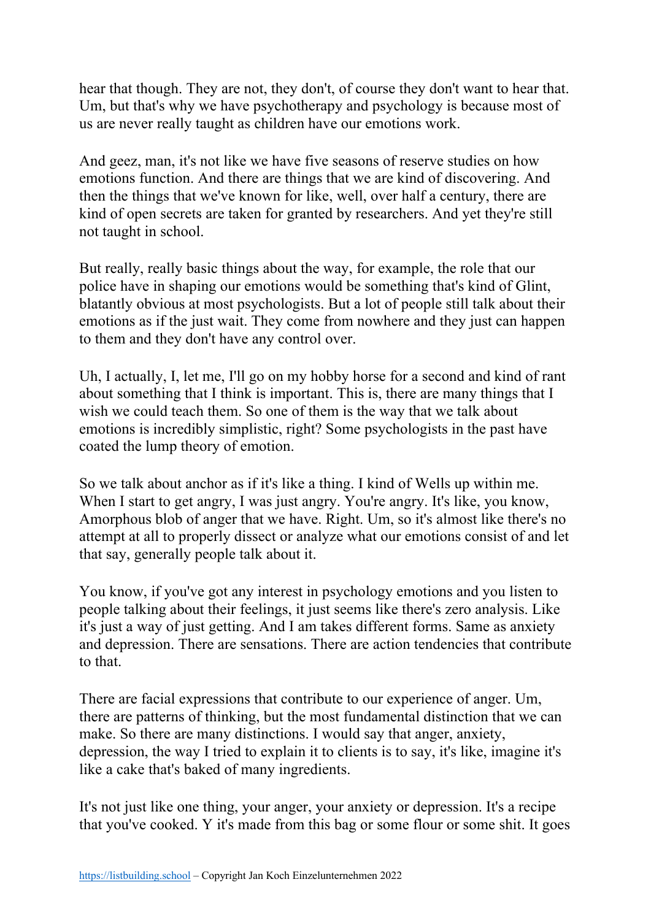hear that though. They are not, they don't, of course they don't want to hear that. Um, but that's why we have psychotherapy and psychology is because most of us are never really taught as children have our emotions work.

And geez, man, it's not like we have five seasons of reserve studies on how emotions function. And there are things that we are kind of discovering. And then the things that we've known for like, well, over half a century, there are kind of open secrets are taken for granted by researchers. And yet they're still not taught in school.

But really, really basic things about the way, for example, the role that our police have in shaping our emotions would be something that's kind of Glint, blatantly obvious at most psychologists. But a lot of people still talk about their emotions as if the just wait. They come from nowhere and they just can happen to them and they don't have any control over.

Uh, I actually, I, let me, I'll go on my hobby horse for a second and kind of rant about something that I think is important. This is, there are many things that I wish we could teach them. So one of them is the way that we talk about emotions is incredibly simplistic, right? Some psychologists in the past have coated the lump theory of emotion.

So we talk about anchor as if it's like a thing. I kind of Wells up within me. When I start to get angry, I was just angry. You're angry. It's like, you know, Amorphous blob of anger that we have. Right. Um, so it's almost like there's no attempt at all to properly dissect or analyze what our emotions consist of and let that say, generally people talk about it.

You know, if you've got any interest in psychology emotions and you listen to people talking about their feelings, it just seems like there's zero analysis. Like it's just a way of just getting. And I am takes different forms. Same as anxiety and depression. There are sensations. There are action tendencies that contribute to that.

There are facial expressions that contribute to our experience of anger. Um, there are patterns of thinking, but the most fundamental distinction that we can make. So there are many distinctions. I would say that anger, anxiety, depression, the way I tried to explain it to clients is to say, it's like, imagine it's like a cake that's baked of many ingredients.

It's not just like one thing, your anger, your anxiety or depression. It's a recipe that you've cooked. Y it's made from this bag or some flour or some shit. It goes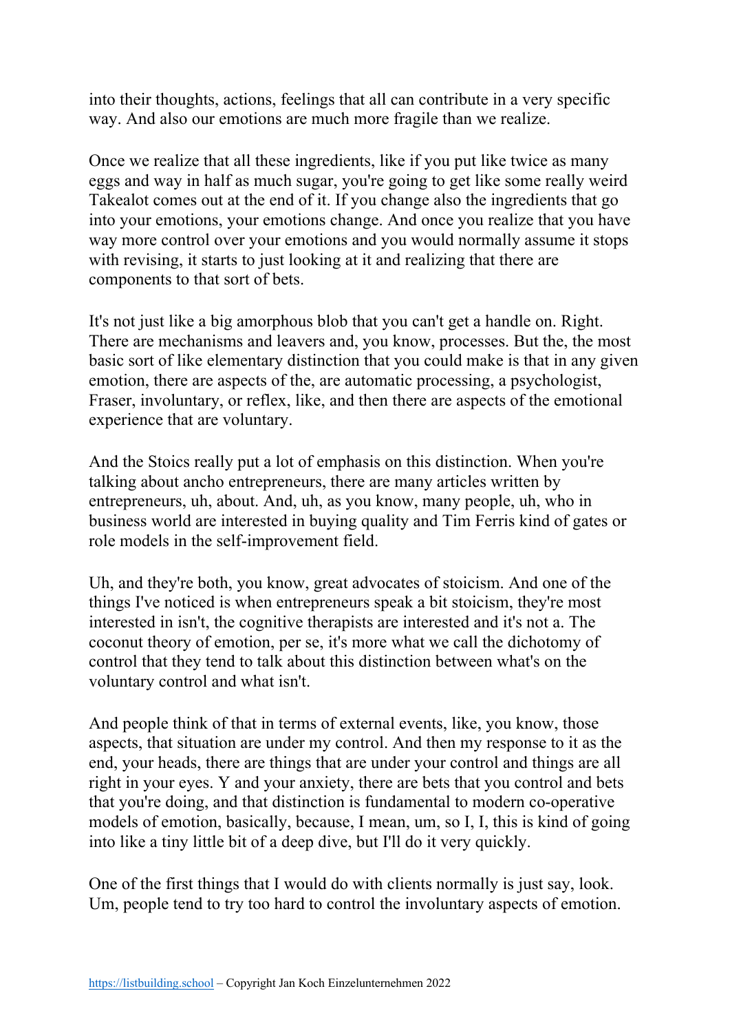into their thoughts, actions, feelings that all can contribute in a very specific way. And also our emotions are much more fragile than we realize.

Once we realize that all these ingredients, like if you put like twice as many eggs and way in half as much sugar, you're going to get like some really weird Takealot comes out at the end of it. If you change also the ingredients that go into your emotions, your emotions change. And once you realize that you have way more control over your emotions and you would normally assume it stops with revising, it starts to just looking at it and realizing that there are components to that sort of bets.

It's not just like a big amorphous blob that you can't get a handle on. Right. There are mechanisms and leavers and, you know, processes. But the, the most basic sort of like elementary distinction that you could make is that in any given emotion, there are aspects of the, are automatic processing, a psychologist, Fraser, involuntary, or reflex, like, and then there are aspects of the emotional experience that are voluntary.

And the Stoics really put a lot of emphasis on this distinction. When you're talking about ancho entrepreneurs, there are many articles written by entrepreneurs, uh, about. And, uh, as you know, many people, uh, who in business world are interested in buying quality and Tim Ferris kind of gates or role models in the self-improvement field.

Uh, and they're both, you know, great advocates of stoicism. And one of the things I've noticed is when entrepreneurs speak a bit stoicism, they're most interested in isn't, the cognitive therapists are interested and it's not a. The coconut theory of emotion, per se, it's more what we call the dichotomy of control that they tend to talk about this distinction between what's on the voluntary control and what isn't.

And people think of that in terms of external events, like, you know, those aspects, that situation are under my control. And then my response to it as the end, your heads, there are things that are under your control and things are all right in your eyes. Y and your anxiety, there are bets that you control and bets that you're doing, and that distinction is fundamental to modern co-operative models of emotion, basically, because, I mean, um, so I, I, this is kind of going into like a tiny little bit of a deep dive, but I'll do it very quickly.

One of the first things that I would do with clients normally is just say, look. Um, people tend to try too hard to control the involuntary aspects of emotion.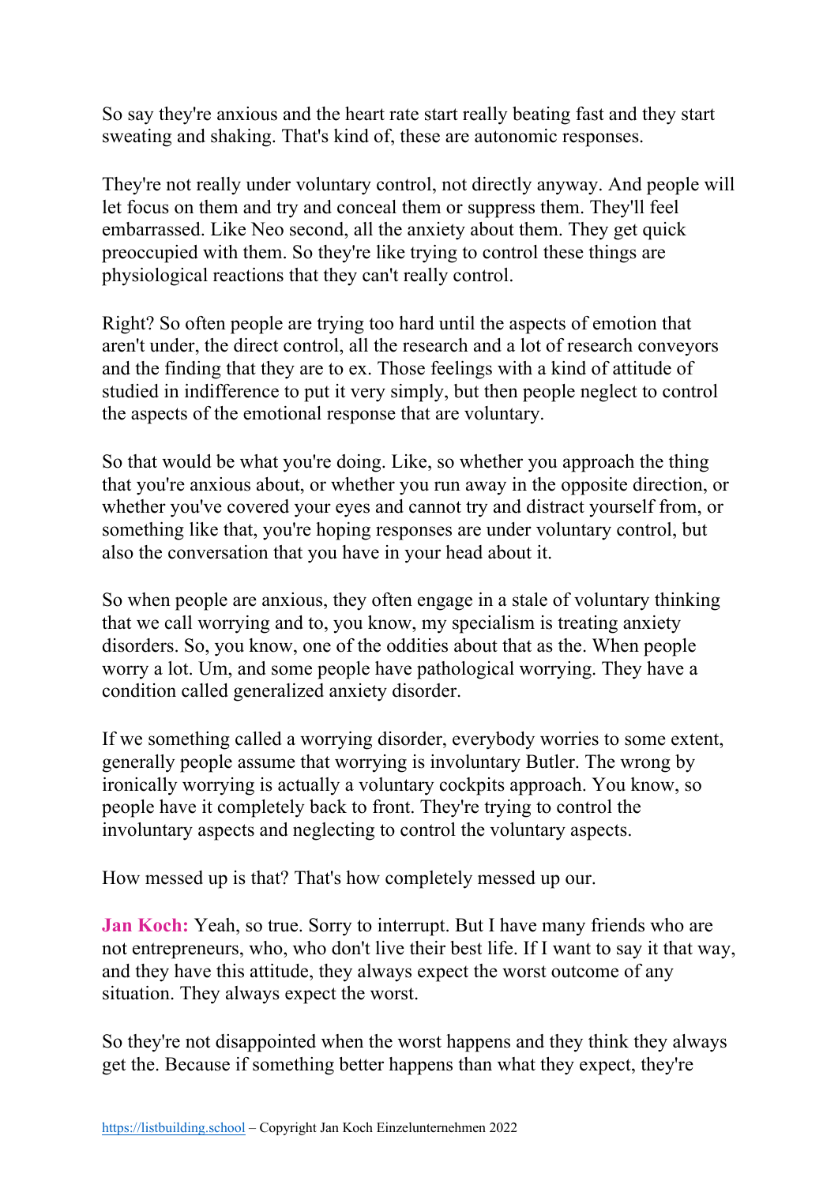So say they're anxious and the heart rate start really beating fast and they start sweating and shaking. That's kind of, these are autonomic responses.

They're not really under voluntary control, not directly anyway. And people will let focus on them and try and conceal them or suppress them. They'll feel embarrassed. Like Neo second, all the anxiety about them. They get quick preoccupied with them. So they're like trying to control these things are physiological reactions that they can't really control.

Right? So often people are trying too hard until the aspects of emotion that aren't under, the direct control, all the research and a lot of research conveyors and the finding that they are to ex. Those feelings with a kind of attitude of studied in indifference to put it very simply, but then people neglect to control the aspects of the emotional response that are voluntary.

So that would be what you're doing. Like, so whether you approach the thing that you're anxious about, or whether you run away in the opposite direction, or whether you've covered your eyes and cannot try and distract yourself from, or something like that, you're hoping responses are under voluntary control, but also the conversation that you have in your head about it.

So when people are anxious, they often engage in a stale of voluntary thinking that we call worrying and to, you know, my specialism is treating anxiety disorders. So, you know, one of the oddities about that as the. When people worry a lot. Um, and some people have pathological worrying. They have a condition called generalized anxiety disorder.

If we something called a worrying disorder, everybody worries to some extent, generally people assume that worrying is involuntary Butler. The wrong by ironically worrying is actually a voluntary cockpits approach. You know, so people have it completely back to front. They're trying to control the involuntary aspects and neglecting to control the voluntary aspects.

How messed up is that? That's how completely messed up our.

**Jan Koch:** Yeah, so true. Sorry to interrupt. But I have many friends who are not entrepreneurs, who, who don't live their best life. If I want to say it that way, and they have this attitude, they always expect the worst outcome of any situation. They always expect the worst.

So they're not disappointed when the worst happens and they think they always get the. Because if something better happens than what they expect, they're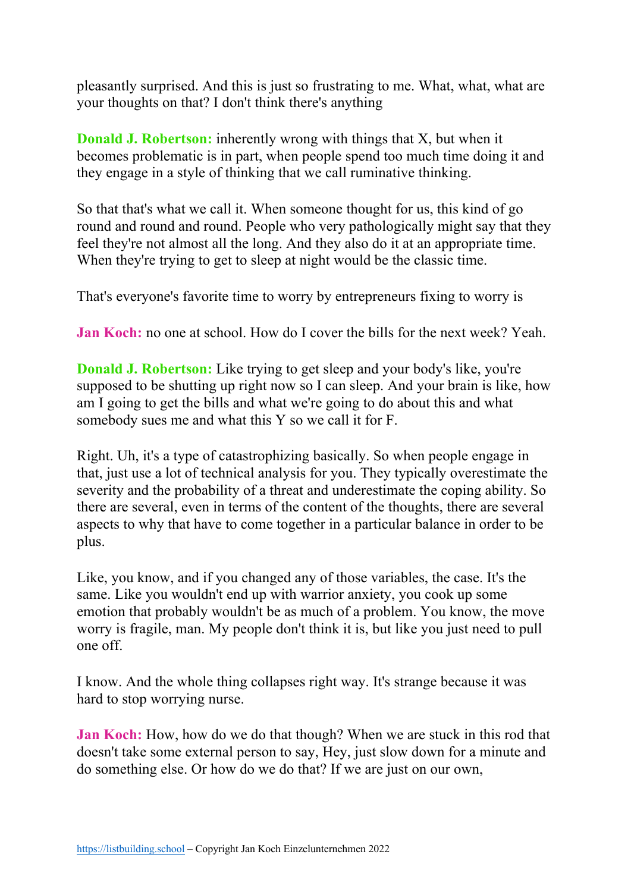pleasantly surprised. And this is just so frustrating to me. What, what, what are your thoughts on that? I don't think there's anything

**Donald J. Robertson:** inherently wrong with things that X, but when it becomes problematic is in part, when people spend too much time doing it and they engage in a style of thinking that we call ruminative thinking.

So that that's what we call it. When someone thought for us, this kind of go round and round and round. People who very pathologically might say that they feel they're not almost all the long. And they also do it at an appropriate time. When they're trying to get to sleep at night would be the classic time.

That's everyone's favorite time to worry by entrepreneurs fixing to worry is

**Jan Koch:** no one at school. How do I cover the bills for the next week? Yeah.

**Donald J. Robertson:** Like trying to get sleep and your body's like, you're supposed to be shutting up right now so I can sleep. And your brain is like, how am I going to get the bills and what we're going to do about this and what somebody sues me and what this Y so we call it for F.

Right. Uh, it's a type of catastrophizing basically. So when people engage in that, just use a lot of technical analysis for you. They typically overestimate the severity and the probability of a threat and underestimate the coping ability. So there are several, even in terms of the content of the thoughts, there are several aspects to why that have to come together in a particular balance in order to be plus.

Like, you know, and if you changed any of those variables, the case. It's the same. Like you wouldn't end up with warrior anxiety, you cook up some emotion that probably wouldn't be as much of a problem. You know, the move worry is fragile, man. My people don't think it is, but like you just need to pull one off.

I know. And the whole thing collapses right way. It's strange because it was hard to stop worrying nurse.

**Jan Koch:** How, how do we do that though? When we are stuck in this rod that doesn't take some external person to say, Hey, just slow down for a minute and do something else. Or how do we do that? If we are just on our own,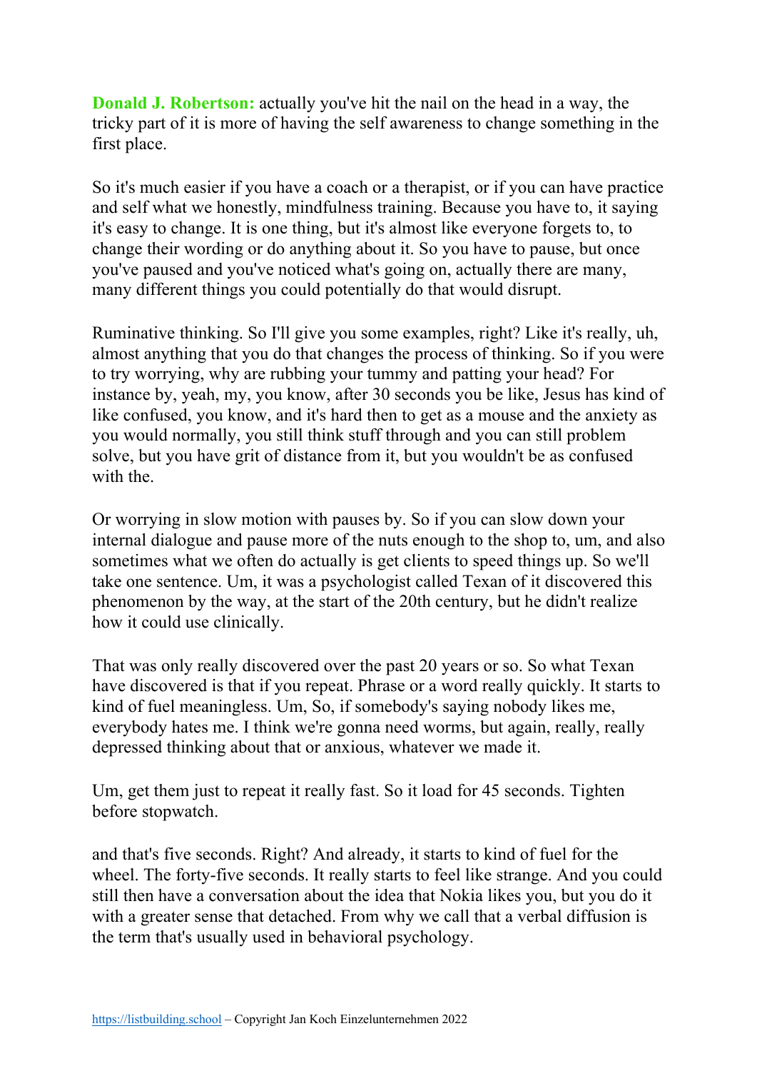**Donald J. Robertson:** actually you've hit the nail on the head in a way, the tricky part of it is more of having the self awareness to change something in the first place.

So it's much easier if you have a coach or a therapist, or if you can have practice and self what we honestly, mindfulness training. Because you have to, it saying it's easy to change. It is one thing, but it's almost like everyone forgets to, to change their wording or do anything about it. So you have to pause, but once you've paused and you've noticed what's going on, actually there are many, many different things you could potentially do that would disrupt.

Ruminative thinking. So I'll give you some examples, right? Like it's really, uh, almost anything that you do that changes the process of thinking. So if you were to try worrying, why are rubbing your tummy and patting your head? For instance by, yeah, my, you know, after 30 seconds you be like, Jesus has kind of like confused, you know, and it's hard then to get as a mouse and the anxiety as you would normally, you still think stuff through and you can still problem solve, but you have grit of distance from it, but you wouldn't be as confused with the.

Or worrying in slow motion with pauses by. So if you can slow down your internal dialogue and pause more of the nuts enough to the shop to, um, and also sometimes what we often do actually is get clients to speed things up. So we'll take one sentence. Um, it was a psychologist called Texan of it discovered this phenomenon by the way, at the start of the 20th century, but he didn't realize how it could use clinically.

That was only really discovered over the past 20 years or so. So what Texan have discovered is that if you repeat. Phrase or a word really quickly. It starts to kind of fuel meaningless. Um, So, if somebody's saying nobody likes me, everybody hates me. I think we're gonna need worms, but again, really, really depressed thinking about that or anxious, whatever we made it.

Um, get them just to repeat it really fast. So it load for 45 seconds. Tighten before stopwatch.

and that's five seconds. Right? And already, it starts to kind of fuel for the wheel. The forty-five seconds. It really starts to feel like strange. And you could still then have a conversation about the idea that Nokia likes you, but you do it with a greater sense that detached. From why we call that a verbal diffusion is the term that's usually used in behavioral psychology.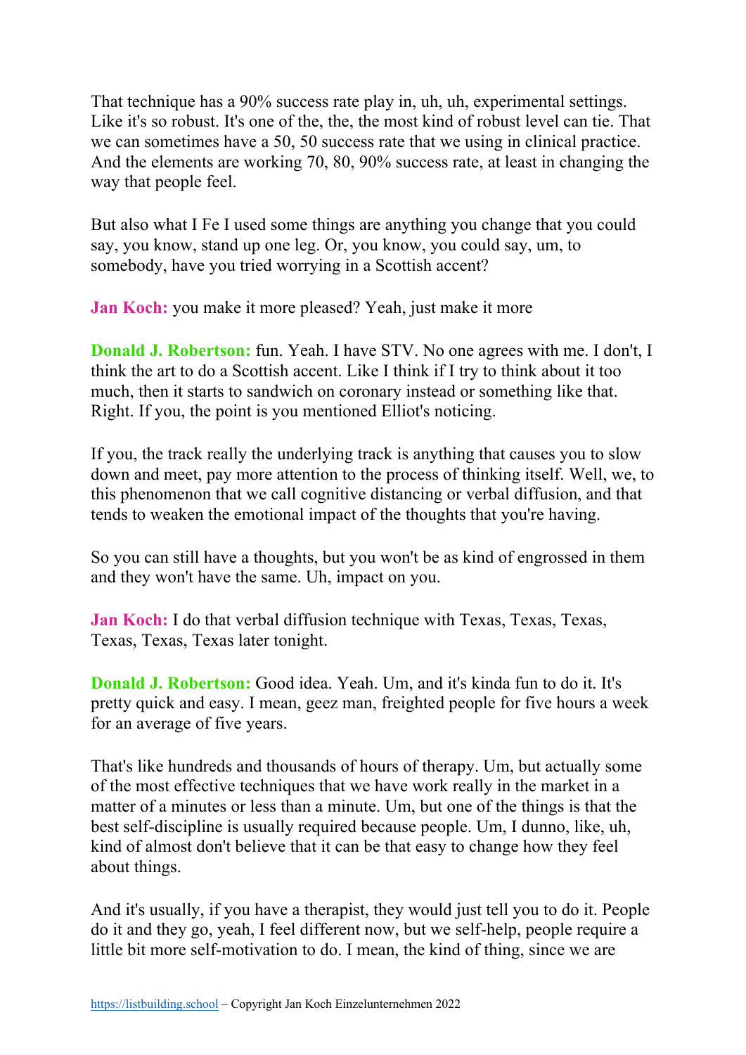That technique has a 90% success rate play in, uh, uh, experimental settings. Like it's so robust. It's one of the, the, the most kind of robust level can tie. That we can sometimes have a 50, 50 success rate that we using in clinical practice. And the elements are working 70, 80, 90% success rate, at least in changing the way that people feel.

But also what I Fe I used some things are anything you change that you could say, you know, stand up one leg. Or, you know, you could say, um, to somebody, have you tried worrying in a Scottish accent?

**Jan Koch:** you make it more pleased? Yeah, just make it more

**Donald J. Robertson:** fun. Yeah. I have STV. No one agrees with me. I don't, I think the art to do a Scottish accent. Like I think if I try to think about it too much, then it starts to sandwich on coronary instead or something like that. Right. If you, the point is you mentioned Elliot's noticing.

If you, the track really the underlying track is anything that causes you to slow down and meet, pay more attention to the process of thinking itself. Well, we, to this phenomenon that we call cognitive distancing or verbal diffusion, and that tends to weaken the emotional impact of the thoughts that you're having.

So you can still have a thoughts, but you won't be as kind of engrossed in them and they won't have the same. Uh, impact on you.

**Jan Koch:** I do that verbal diffusion technique with Texas, Texas, Texas, Texas, Texas, Texas later tonight.

**Donald J. Robertson:** Good idea. Yeah. Um, and it's kinda fun to do it. It's pretty quick and easy. I mean, geez man, freighted people for five hours a week for an average of five years.

That's like hundreds and thousands of hours of therapy. Um, but actually some of the most effective techniques that we have work really in the market in a matter of a minutes or less than a minute. Um, but one of the things is that the best self-discipline is usually required because people. Um, I dunno, like, uh, kind of almost don't believe that it can be that easy to change how they feel about things.

And it's usually, if you have a therapist, they would just tell you to do it. People do it and they go, yeah, I feel different now, but we self-help, people require a little bit more self-motivation to do. I mean, the kind of thing, since we are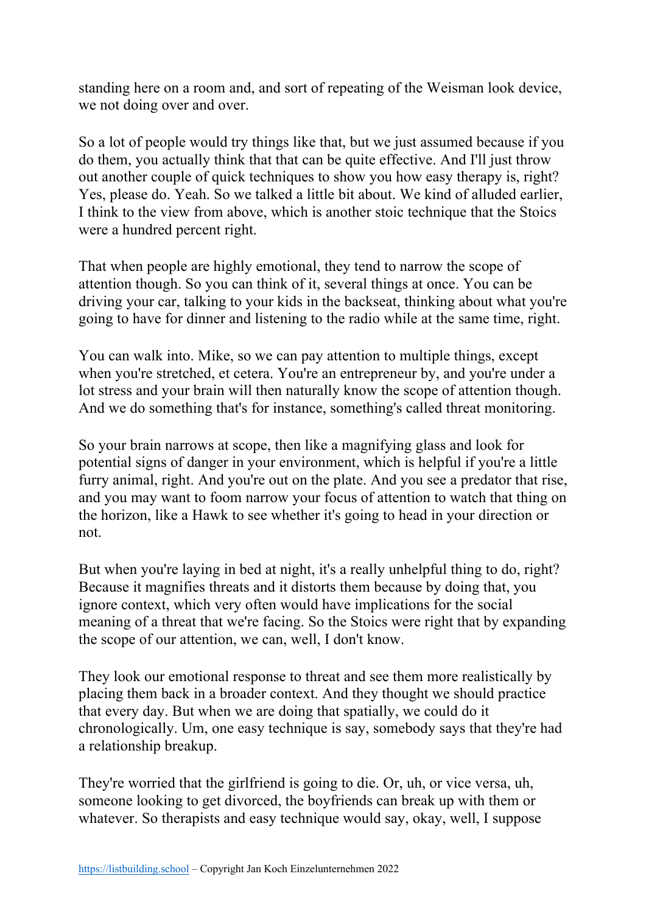standing here on a room and, and sort of repeating of the Weisman look device, we not doing over and over.

So a lot of people would try things like that, but we just assumed because if you do them, you actually think that that can be quite effective. And I'll just throw out another couple of quick techniques to show you how easy therapy is, right? Yes, please do. Yeah. So we talked a little bit about. We kind of alluded earlier, I think to the view from above, which is another stoic technique that the Stoics were a hundred percent right.

That when people are highly emotional, they tend to narrow the scope of attention though. So you can think of it, several things at once. You can be driving your car, talking to your kids in the backseat, thinking about what you're going to have for dinner and listening to the radio while at the same time, right.

You can walk into. Mike, so we can pay attention to multiple things, except when you're stretched, et cetera. You're an entrepreneur by, and you're under a lot stress and your brain will then naturally know the scope of attention though. And we do something that's for instance, something's called threat monitoring.

So your brain narrows at scope, then like a magnifying glass and look for potential signs of danger in your environment, which is helpful if you're a little furry animal, right. And you're out on the plate. And you see a predator that rise, and you may want to foom narrow your focus of attention to watch that thing on the horizon, like a Hawk to see whether it's going to head in your direction or not.

But when you're laying in bed at night, it's a really unhelpful thing to do, right? Because it magnifies threats and it distorts them because by doing that, you ignore context, which very often would have implications for the social meaning of a threat that we're facing. So the Stoics were right that by expanding the scope of our attention, we can, well, I don't know.

They look our emotional response to threat and see them more realistically by placing them back in a broader context. And they thought we should practice that every day. But when we are doing that spatially, we could do it chronologically. Um, one easy technique is say, somebody says that they're had a relationship breakup.

They're worried that the girlfriend is going to die. Or, uh, or vice versa, uh, someone looking to get divorced, the boyfriends can break up with them or whatever. So therapists and easy technique would say, okay, well, I suppose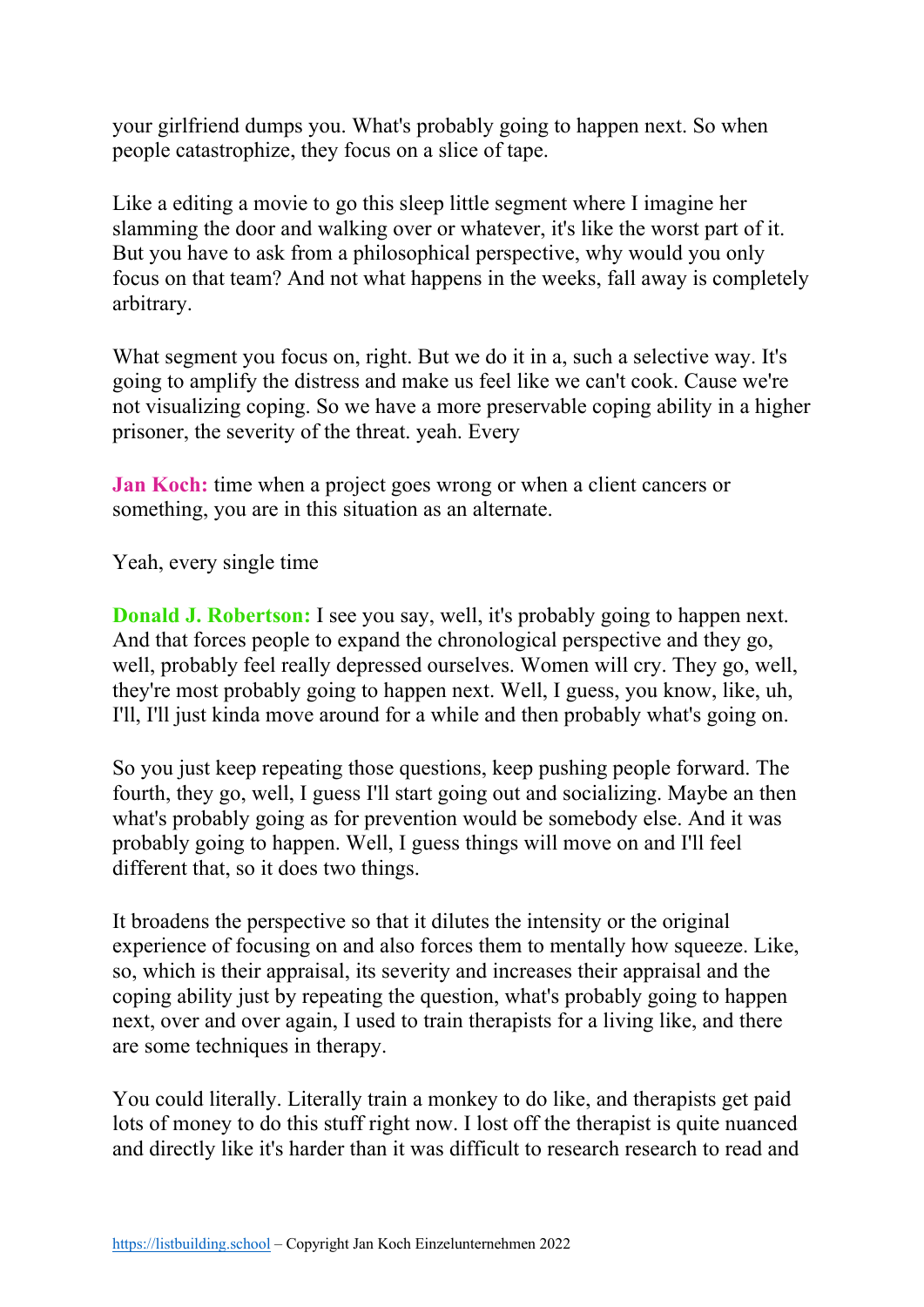your girlfriend dumps you. What's probably going to happen next. So when people catastrophize, they focus on a slice of tape.

Like a editing a movie to go this sleep little segment where I imagine her slamming the door and walking over or whatever, it's like the worst part of it. But you have to ask from a philosophical perspective, why would you only focus on that team? And not what happens in the weeks, fall away is completely arbitrary.

What segment you focus on, right. But we do it in a, such a selective way. It's going to amplify the distress and make us feel like we can't cook. Cause we're not visualizing coping. So we have a more preservable coping ability in a higher prisoner, the severity of the threat. yeah. Every

**Jan Koch:** time when a project goes wrong or when a client cancers or something, you are in this situation as an alternate.

Yeah, every single time

**Donald J. Robertson:** I see you say, well, it's probably going to happen next. And that forces people to expand the chronological perspective and they go, well, probably feel really depressed ourselves. Women will cry. They go, well, they're most probably going to happen next. Well, I guess, you know, like, uh, I'll, I'll just kinda move around for a while and then probably what's going on.

So you just keep repeating those questions, keep pushing people forward. The fourth, they go, well, I guess I'll start going out and socializing. Maybe an then what's probably going as for prevention would be somebody else. And it was probably going to happen. Well, I guess things will move on and I'll feel different that, so it does two things.

It broadens the perspective so that it dilutes the intensity or the original experience of focusing on and also forces them to mentally how squeeze. Like, so, which is their appraisal, its severity and increases their appraisal and the coping ability just by repeating the question, what's probably going to happen next, over and over again, I used to train therapists for a living like, and there are some techniques in therapy.

You could literally. Literally train a monkey to do like, and therapists get paid lots of money to do this stuff right now. I lost off the therapist is quite nuanced and directly like it's harder than it was difficult to research research to read and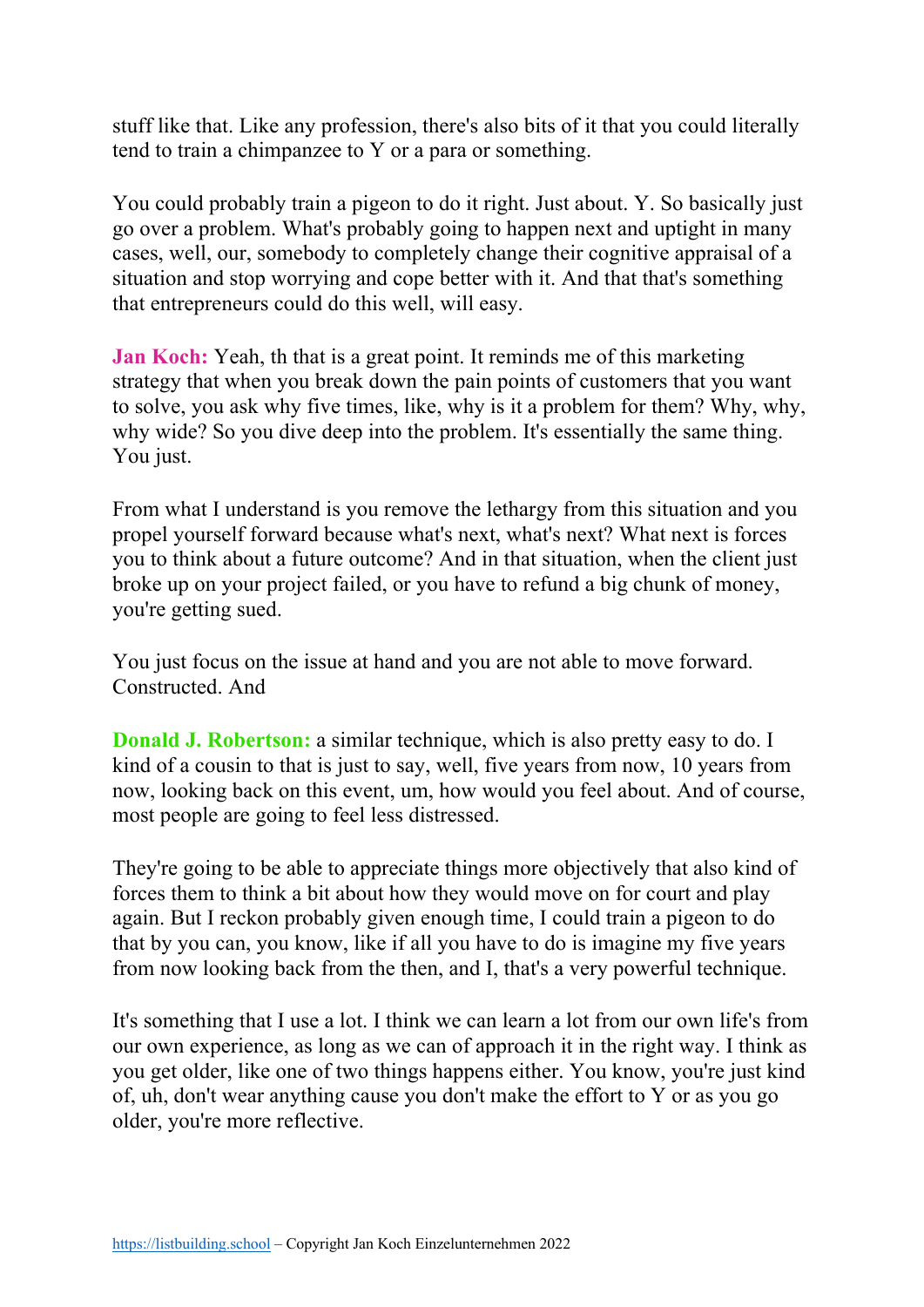stuff like that. Like any profession, there's also bits of it that you could literally tend to train a chimpanzee to Y or a para or something.

You could probably train a pigeon to do it right. Just about. Y. So basically just go over a problem. What's probably going to happen next and uptight in many cases, well, our, somebody to completely change their cognitive appraisal of a situation and stop worrying and cope better with it. And that that's something that entrepreneurs could do this well, will easy.

**Jan Koch:** Yeah, th that is a great point. It reminds me of this marketing strategy that when you break down the pain points of customers that you want to solve, you ask why five times, like, why is it a problem for them? Why, why, why wide? So you dive deep into the problem. It's essentially the same thing. You just.

From what I understand is you remove the lethargy from this situation and you propel yourself forward because what's next, what's next? What next is forces you to think about a future outcome? And in that situation, when the client just broke up on your project failed, or you have to refund a big chunk of money, you're getting sued.

You just focus on the issue at hand and you are not able to move forward. Constructed. And

**Donald J. Robertson:** a similar technique, which is also pretty easy to do. I kind of a cousin to that is just to say, well, five years from now, 10 years from now, looking back on this event, um, how would you feel about. And of course, most people are going to feel less distressed.

They're going to be able to appreciate things more objectively that also kind of forces them to think a bit about how they would move on for court and play again. But I reckon probably given enough time, I could train a pigeon to do that by you can, you know, like if all you have to do is imagine my five years from now looking back from the then, and I, that's a very powerful technique.

It's something that I use a lot. I think we can learn a lot from our own life's from our own experience, as long as we can of approach it in the right way. I think as you get older, like one of two things happens either. You know, you're just kind of, uh, don't wear anything cause you don't make the effort to Y or as you go older, you're more reflective.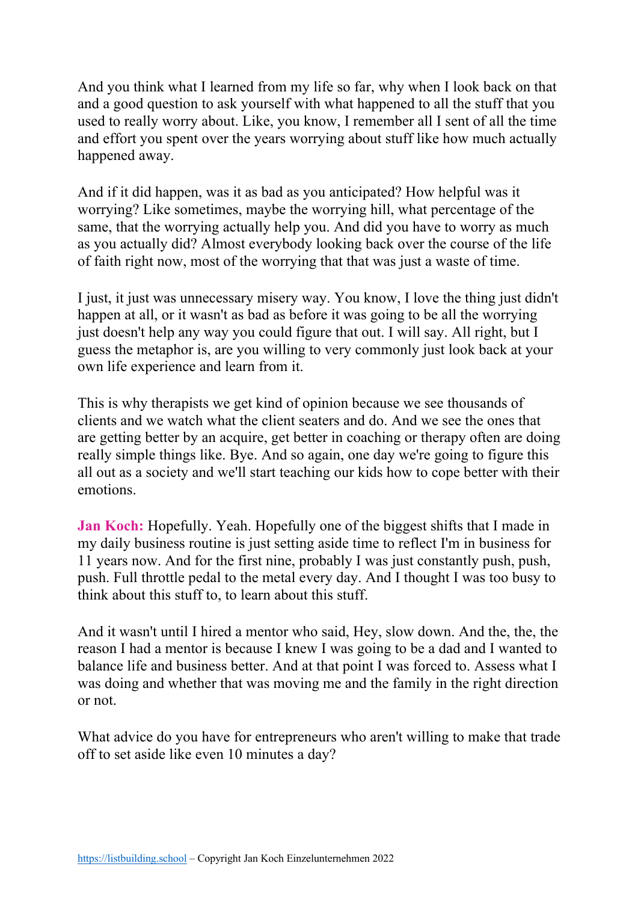And you think what I learned from my life so far, why when I look back on that and a good question to ask yourself with what happened to all the stuff that you used to really worry about. Like, you know, I remember all I sent of all the time and effort you spent over the years worrying about stuff like how much actually happened away.

And if it did happen, was it as bad as you anticipated? How helpful was it worrying? Like sometimes, maybe the worrying hill, what percentage of the same, that the worrying actually help you. And did you have to worry as much as you actually did? Almost everybody looking back over the course of the life of faith right now, most of the worrying that that was just a waste of time.

I just, it just was unnecessary misery way. You know, I love the thing just didn't happen at all, or it wasn't as bad as before it was going to be all the worrying just doesn't help any way you could figure that out. I will say. All right, but I guess the metaphor is, are you willing to very commonly just look back at your own life experience and learn from it.

This is why therapists we get kind of opinion because we see thousands of clients and we watch what the client seaters and do. And we see the ones that are getting better by an acquire, get better in coaching or therapy often are doing really simple things like. Bye. And so again, one day we're going to figure this all out as a society and we'll start teaching our kids how to cope better with their emotions.

**Jan Koch:** Hopefully. Yeah. Hopefully one of the biggest shifts that I made in my daily business routine is just setting aside time to reflect I'm in business for 11 years now. And for the first nine, probably I was just constantly push, push, push. Full throttle pedal to the metal every day. And I thought I was too busy to think about this stuff to, to learn about this stuff.

And it wasn't until I hired a mentor who said, Hey, slow down. And the, the, the reason I had a mentor is because I knew I was going to be a dad and I wanted to balance life and business better. And at that point I was forced to. Assess what I was doing and whether that was moving me and the family in the right direction or not.

What advice do you have for entrepreneurs who aren't willing to make that trade off to set aside like even 10 minutes a day?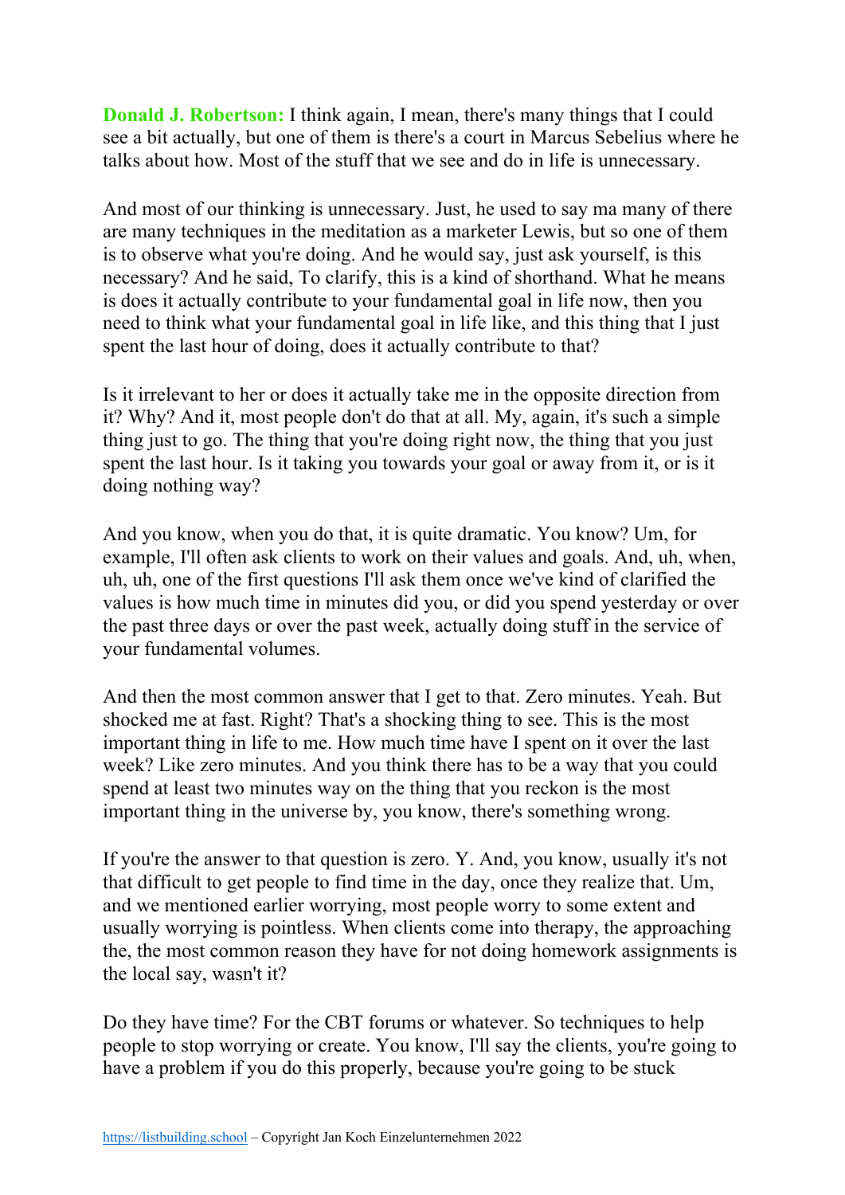**Donald J. Robertson:** I think again, I mean, there's many things that I could see a bit actually, but one of them is there's a court in Marcus Sebelius where he talks about how. Most of the stuff that we see and do in life is unnecessary.

And most of our thinking is unnecessary. Just, he used to say ma many of there are many techniques in the meditation as a marketer Lewis, but so one of them is to observe what you're doing. And he would say, just ask yourself, is this necessary? And he said, To clarify, this is a kind of shorthand. What he means is does it actually contribute to your fundamental goal in life now, then you need to think what your fundamental goal in life like, and this thing that I just spent the last hour of doing, does it actually contribute to that?

Is it irrelevant to her or does it actually take me in the opposite direction from it? Why? And it, most people don't do that at all. My, again, it's such a simple thing just to go. The thing that you're doing right now, the thing that you just spent the last hour. Is it taking you towards your goal or away from it, or is it doing nothing way?

And you know, when you do that, it is quite dramatic. You know? Um, for example, I'll often ask clients to work on their values and goals. And, uh, when, uh, uh, one of the first questions I'll ask them once we've kind of clarified the values is how much time in minutes did you, or did you spend yesterday or over the past three days or over the past week, actually doing stuff in the service of your fundamental volumes.

And then the most common answer that I get to that. Zero minutes. Yeah. But shocked me at fast. Right? That's a shocking thing to see. This is the most important thing in life to me. How much time have I spent on it over the last week? Like zero minutes. And you think there has to be a way that you could spend at least two minutes way on the thing that you reckon is the most important thing in the universe by, you know, there's something wrong.

If you're the answer to that question is zero. Y. And, you know, usually it's not that difficult to get people to find time in the day, once they realize that. Um, and we mentioned earlier worrying, most people worry to some extent and usually worrying is pointless. When clients come into therapy, the approaching the, the most common reason they have for not doing homework assignments is the local say, wasn't it?

Do they have time? For the CBT forums or whatever. So techniques to help people to stop worrying or create. You know, I'll say the clients, you're going to have a problem if you do this properly, because you're going to be stuck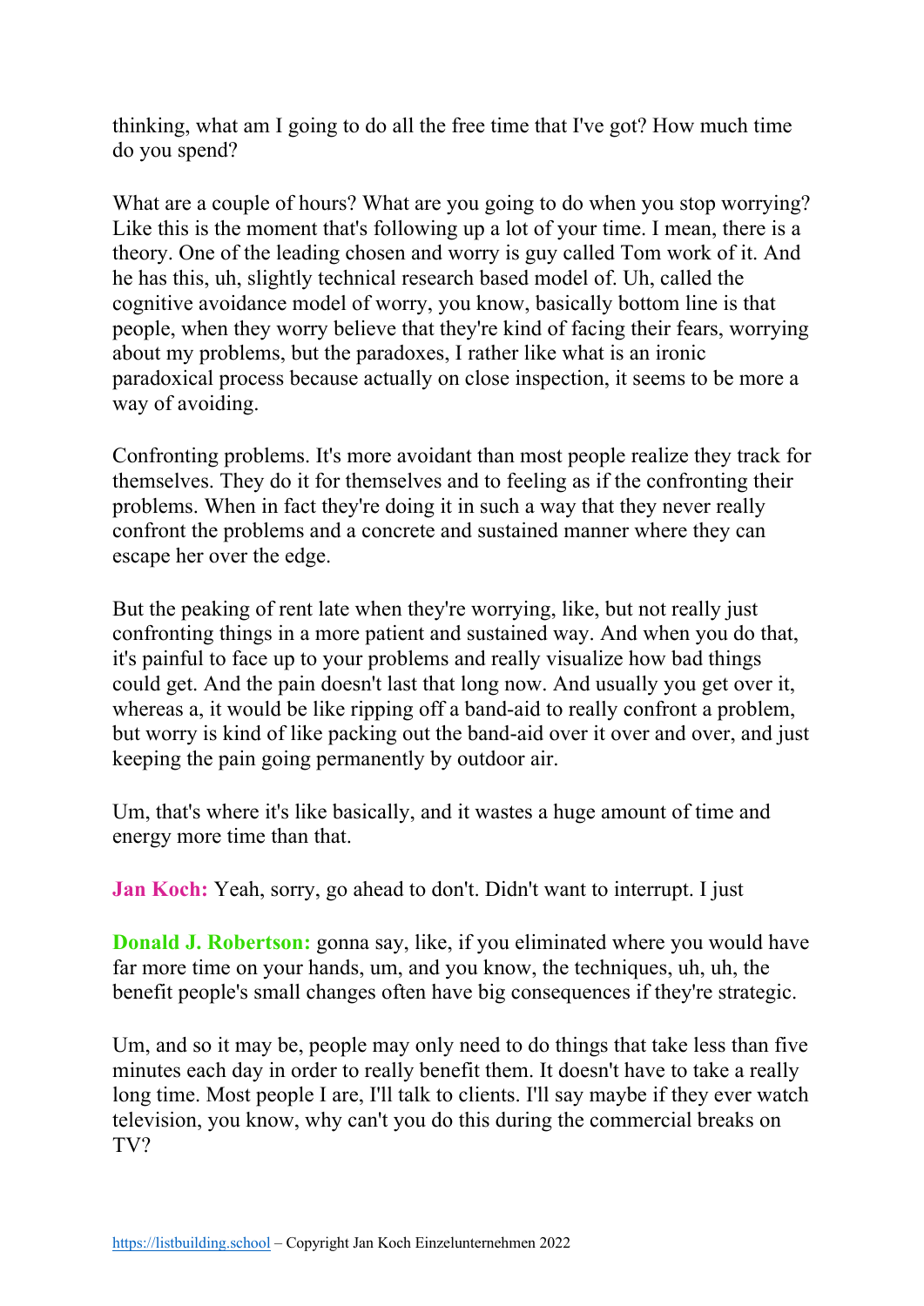thinking, what am I going to do all the free time that I've got? How much time do you spend?

What are a couple of hours? What are you going to do when you stop worrying? Like this is the moment that's following up a lot of your time. I mean, there is a theory. One of the leading chosen and worry is guy called Tom work of it. And he has this, uh, slightly technical research based model of. Uh, called the cognitive avoidance model of worry, you know, basically bottom line is that people, when they worry believe that they're kind of facing their fears, worrying about my problems, but the paradoxes, I rather like what is an ironic paradoxical process because actually on close inspection, it seems to be more a way of avoiding.

Confronting problems. It's more avoidant than most people realize they track for themselves. They do it for themselves and to feeling as if the confronting their problems. When in fact they're doing it in such a way that they never really confront the problems and a concrete and sustained manner where they can escape her over the edge.

But the peaking of rent late when they're worrying, like, but not really just confronting things in a more patient and sustained way. And when you do that, it's painful to face up to your problems and really visualize how bad things could get. And the pain doesn't last that long now. And usually you get over it, whereas a, it would be like ripping off a band-aid to really confront a problem, but worry is kind of like packing out the band-aid over it over and over, and just keeping the pain going permanently by outdoor air.

Um, that's where it's like basically, and it wastes a huge amount of time and energy more time than that.

**Jan Koch:** Yeah, sorry, go ahead to don't. Didn't want to interrupt. I just

**Donald J. Robertson:** gonna say, like, if you eliminated where you would have far more time on your hands, um, and you know, the techniques, uh, uh, the benefit people's small changes often have big consequences if they're strategic.

Um, and so it may be, people may only need to do things that take less than five minutes each day in order to really benefit them. It doesn't have to take a really long time. Most people I are, I'll talk to clients. I'll say maybe if they ever watch television, you know, why can't you do this during the commercial breaks on TV?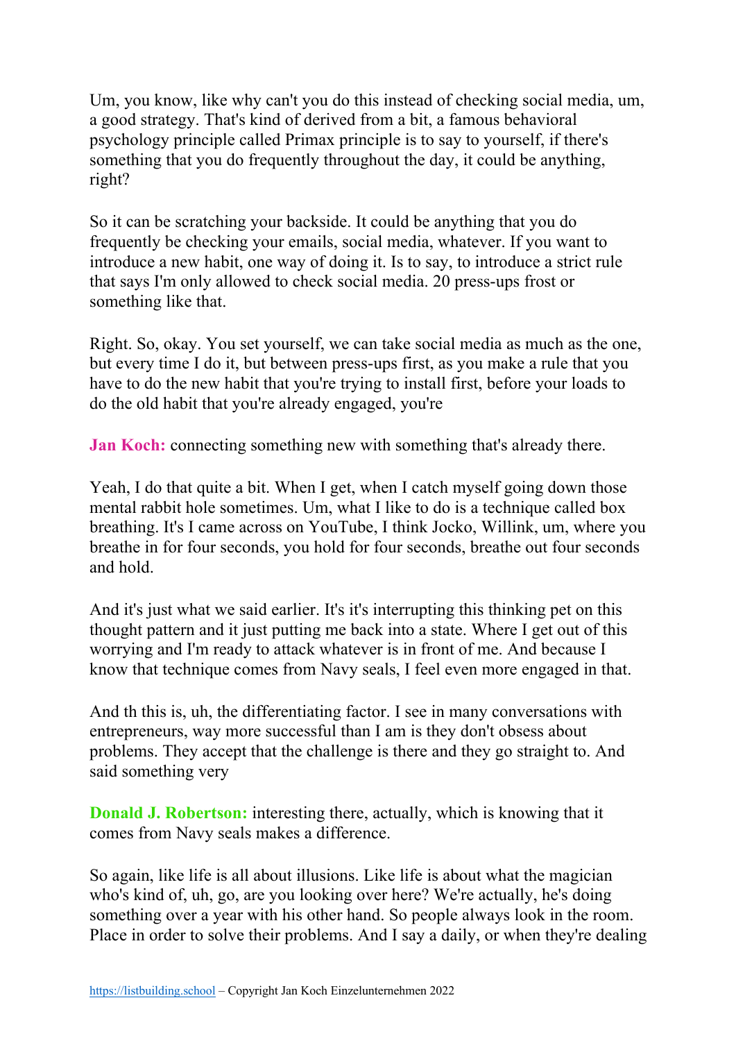Um, you know, like why can't you do this instead of checking social media, um, a good strategy. That's kind of derived from a bit, a famous behavioral psychology principle called Primax principle is to say to yourself, if there's something that you do frequently throughout the day, it could be anything, right?

So it can be scratching your backside. It could be anything that you do frequently be checking your emails, social media, whatever. If you want to introduce a new habit, one way of doing it. Is to say, to introduce a strict rule that says I'm only allowed to check social media. 20 press-ups frost or something like that.

Right. So, okay. You set yourself, we can take social media as much as the one, but every time I do it, but between press-ups first, as you make a rule that you have to do the new habit that you're trying to install first, before your loads to do the old habit that you're already engaged, you're

**Jan Koch:** connecting something new with something that's already there.

Yeah, I do that quite a bit. When I get, when I catch myself going down those mental rabbit hole sometimes. Um, what I like to do is a technique called box breathing. It's I came across on YouTube, I think Jocko, Willink, um, where you breathe in for four seconds, you hold for four seconds, breathe out four seconds and hold.

And it's just what we said earlier. It's it's interrupting this thinking pet on this thought pattern and it just putting me back into a state. Where I get out of this worrying and I'm ready to attack whatever is in front of me. And because I know that technique comes from Navy seals, I feel even more engaged in that.

And th this is, uh, the differentiating factor. I see in many conversations with entrepreneurs, way more successful than I am is they don't obsess about problems. They accept that the challenge is there and they go straight to. And said something very

**Donald J. Robertson:** interesting there, actually, which is knowing that it comes from Navy seals makes a difference.

So again, like life is all about illusions. Like life is about what the magician who's kind of, uh, go, are you looking over here? We're actually, he's doing something over a year with his other hand. So people always look in the room. Place in order to solve their problems. And I say a daily, or when they're dealing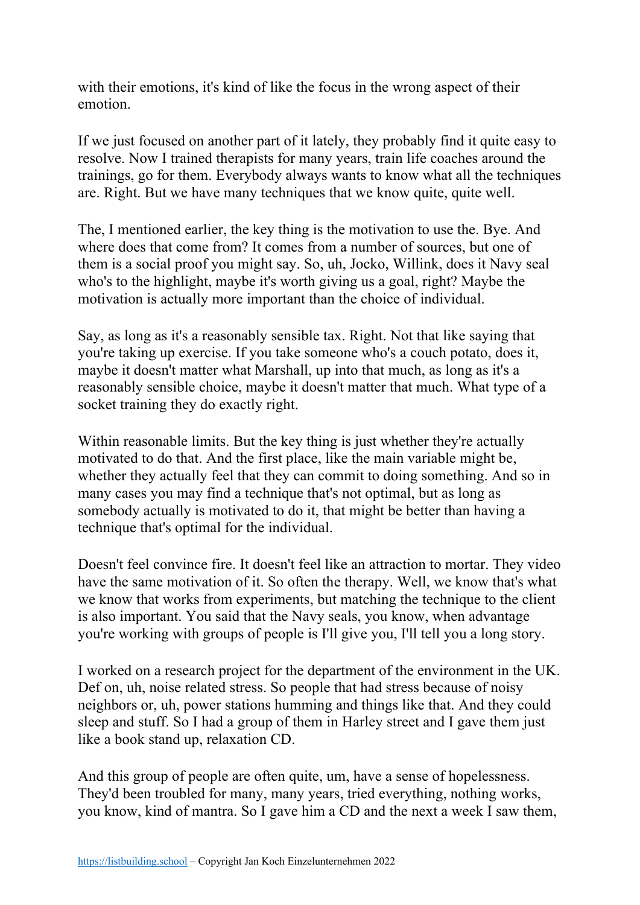with their emotions, it's kind of like the focus in the wrong aspect of their emotion.

If we just focused on another part of it lately, they probably find it quite easy to resolve. Now I trained therapists for many years, train life coaches around the trainings, go for them. Everybody always wants to know what all the techniques are. Right. But we have many techniques that we know quite, quite well.

The, I mentioned earlier, the key thing is the motivation to use the. Bye. And where does that come from? It comes from a number of sources, but one of them is a social proof you might say. So, uh, Jocko, Willink, does it Navy seal who's to the highlight, maybe it's worth giving us a goal, right? Maybe the motivation is actually more important than the choice of individual.

Say, as long as it's a reasonably sensible tax. Right. Not that like saying that you're taking up exercise. If you take someone who's a couch potato, does it, maybe it doesn't matter what Marshall, up into that much, as long as it's a reasonably sensible choice, maybe it doesn't matter that much. What type of a socket training they do exactly right.

Within reasonable limits. But the key thing is just whether they're actually motivated to do that. And the first place, like the main variable might be, whether they actually feel that they can commit to doing something. And so in many cases you may find a technique that's not optimal, but as long as somebody actually is motivated to do it, that might be better than having a technique that's optimal for the individual.

Doesn't feel convince fire. It doesn't feel like an attraction to mortar. They video have the same motivation of it. So often the therapy. Well, we know that's what we know that works from experiments, but matching the technique to the client is also important. You said that the Navy seals, you know, when advantage you're working with groups of people is I'll give you, I'll tell you a long story.

I worked on a research project for the department of the environment in the UK. Def on, uh, noise related stress. So people that had stress because of noisy neighbors or, uh, power stations humming and things like that. And they could sleep and stuff. So I had a group of them in Harley street and I gave them just like a book stand up, relaxation CD.

And this group of people are often quite, um, have a sense of hopelessness. They'd been troubled for many, many years, tried everything, nothing works, you know, kind of mantra. So I gave him a CD and the next a week I saw them,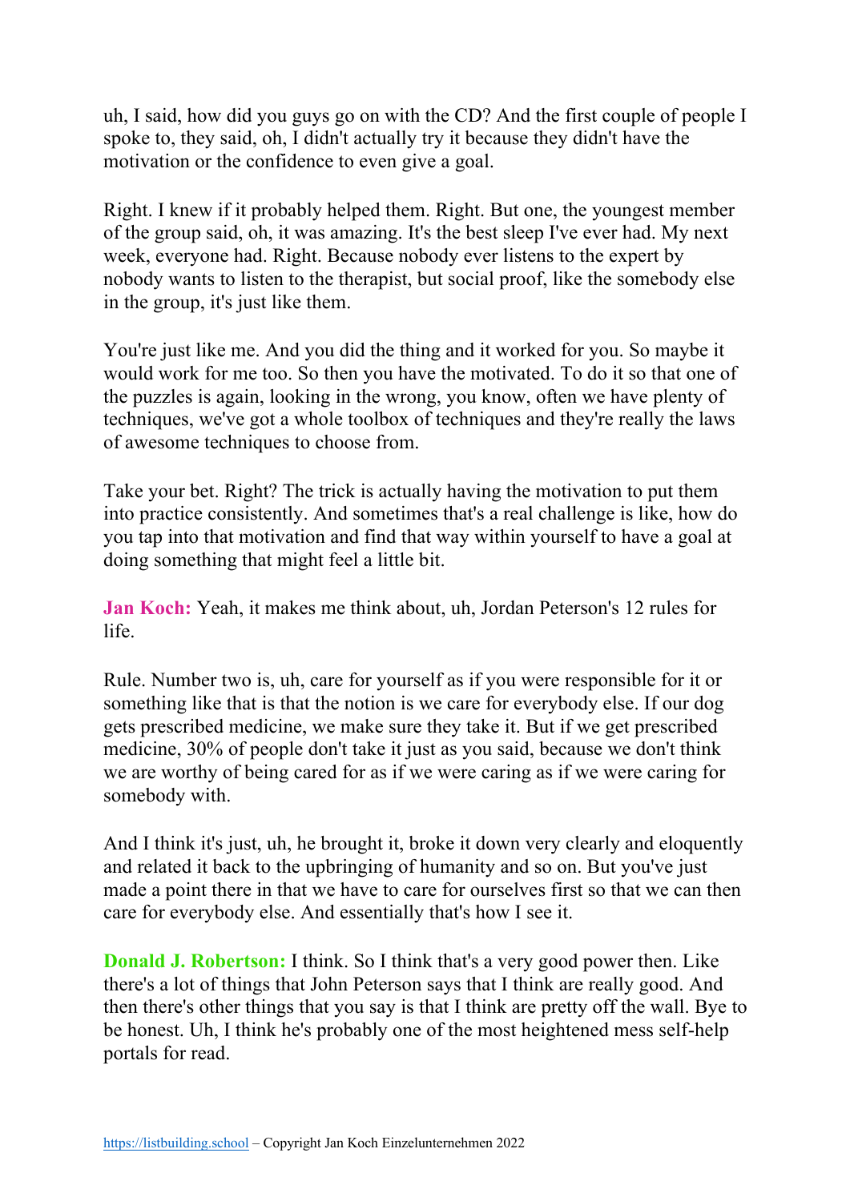uh, I said, how did you guys go on with the CD? And the first couple of people I spoke to, they said, oh, I didn't actually try it because they didn't have the motivation or the confidence to even give a goal.

Right. I knew if it probably helped them. Right. But one, the youngest member of the group said, oh, it was amazing. It's the best sleep I've ever had. My next week, everyone had. Right. Because nobody ever listens to the expert by nobody wants to listen to the therapist, but social proof, like the somebody else in the group, it's just like them.

You're just like me. And you did the thing and it worked for you. So maybe it would work for me too. So then you have the motivated. To do it so that one of the puzzles is again, looking in the wrong, you know, often we have plenty of techniques, we've got a whole toolbox of techniques and they're really the laws of awesome techniques to choose from.

Take your bet. Right? The trick is actually having the motivation to put them into practice consistently. And sometimes that's a real challenge is like, how do you tap into that motivation and find that way within yourself to have a goal at doing something that might feel a little bit.

**Jan Koch:** Yeah, it makes me think about, uh, Jordan Peterson's 12 rules for life.

Rule. Number two is, uh, care for yourself as if you were responsible for it or something like that is that the notion is we care for everybody else. If our dog gets prescribed medicine, we make sure they take it. But if we get prescribed medicine, 30% of people don't take it just as you said, because we don't think we are worthy of being cared for as if we were caring as if we were caring for somebody with.

And I think it's just, uh, he brought it, broke it down very clearly and eloquently and related it back to the upbringing of humanity and so on. But you've just made a point there in that we have to care for ourselves first so that we can then care for everybody else. And essentially that's how I see it.

**Donald J. Robertson:** I think. So I think that's a very good power then. Like there's a lot of things that John Peterson says that I think are really good. And then there's other things that you say is that I think are pretty off the wall. Bye to be honest. Uh, I think he's probably one of the most heightened mess self-help portals for read.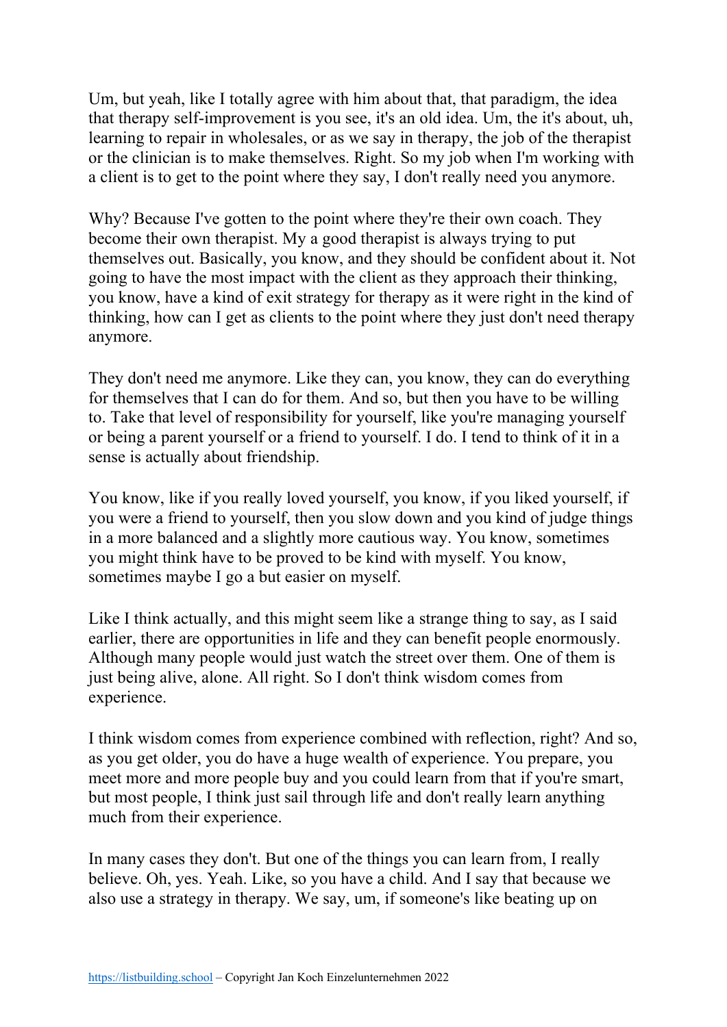Um, but yeah, like I totally agree with him about that, that paradigm, the idea that therapy self-improvement is you see, it's an old idea. Um, the it's about, uh, learning to repair in wholesales, or as we say in therapy, the job of the therapist or the clinician is to make themselves. Right. So my job when I'm working with a client is to get to the point where they say, I don't really need you anymore.

Why? Because I've gotten to the point where they're their own coach. They become their own therapist. My a good therapist is always trying to put themselves out. Basically, you know, and they should be confident about it. Not going to have the most impact with the client as they approach their thinking, you know, have a kind of exit strategy for therapy as it were right in the kind of thinking, how can I get as clients to the point where they just don't need therapy anymore.

They don't need me anymore. Like they can, you know, they can do everything for themselves that I can do for them. And so, but then you have to be willing to. Take that level of responsibility for yourself, like you're managing yourself or being a parent yourself or a friend to yourself. I do. I tend to think of it in a sense is actually about friendship.

You know, like if you really loved yourself, you know, if you liked yourself, if you were a friend to yourself, then you slow down and you kind of judge things in a more balanced and a slightly more cautious way. You know, sometimes you might think have to be proved to be kind with myself. You know, sometimes maybe I go a but easier on myself.

Like I think actually, and this might seem like a strange thing to say, as I said earlier, there are opportunities in life and they can benefit people enormously. Although many people would just watch the street over them. One of them is just being alive, alone. All right. So I don't think wisdom comes from experience.

I think wisdom comes from experience combined with reflection, right? And so, as you get older, you do have a huge wealth of experience. You prepare, you meet more and more people buy and you could learn from that if you're smart, but most people, I think just sail through life and don't really learn anything much from their experience.

In many cases they don't. But one of the things you can learn from, I really believe. Oh, yes. Yeah. Like, so you have a child. And I say that because we also use a strategy in therapy. We say, um, if someone's like beating up on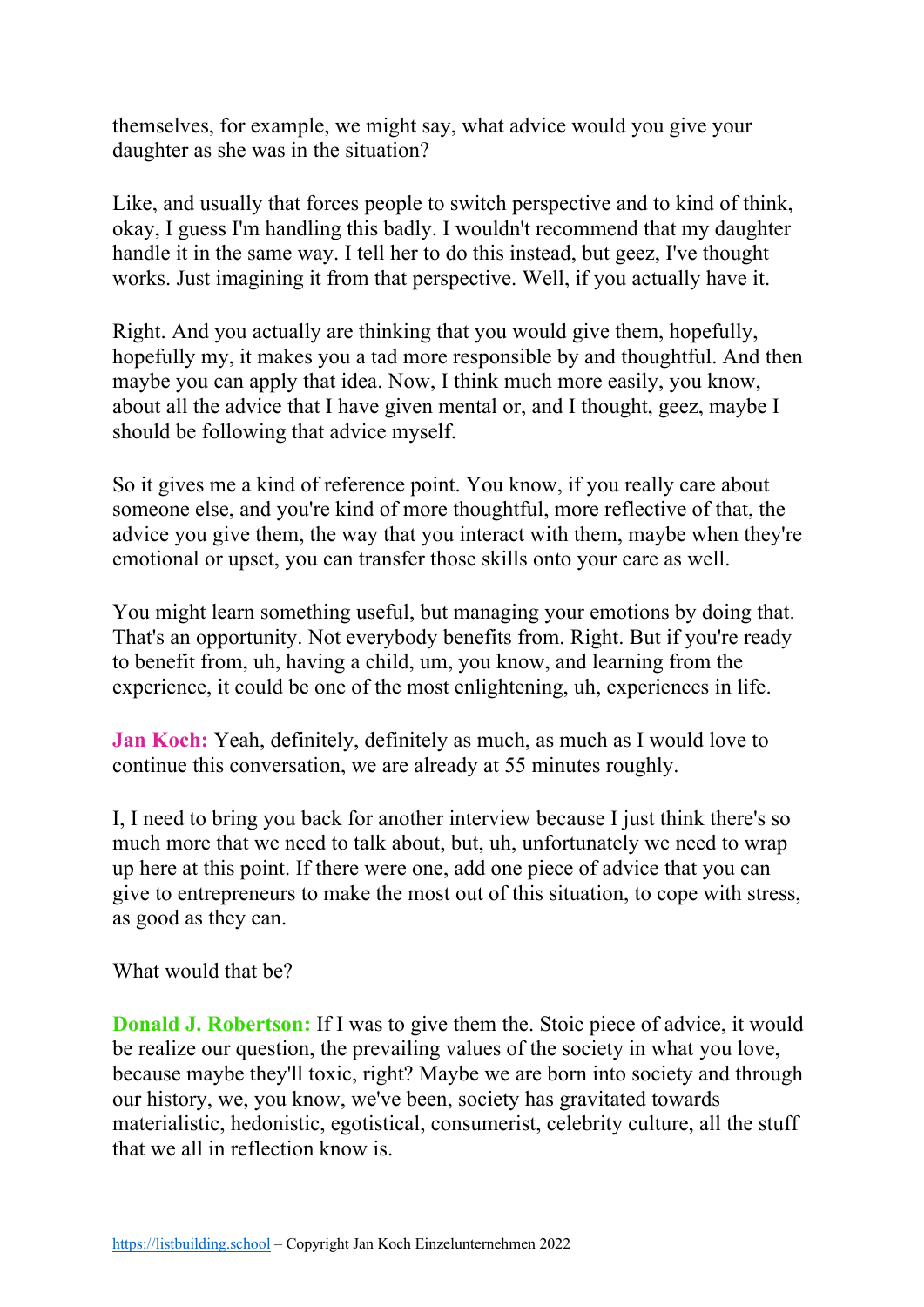themselves, for example, we might say, what advice would you give your daughter as she was in the situation?

Like, and usually that forces people to switch perspective and to kind of think, okay, I guess I'm handling this badly. I wouldn't recommend that my daughter handle it in the same way. I tell her to do this instead, but geez, I've thought works. Just imagining it from that perspective. Well, if you actually have it.

Right. And you actually are thinking that you would give them, hopefully, hopefully my, it makes you a tad more responsible by and thoughtful. And then maybe you can apply that idea. Now, I think much more easily, you know, about all the advice that I have given mental or, and I thought, geez, maybe I should be following that advice myself.

So it gives me a kind of reference point. You know, if you really care about someone else, and you're kind of more thoughtful, more reflective of that, the advice you give them, the way that you interact with them, maybe when they're emotional or upset, you can transfer those skills onto your care as well.

You might learn something useful, but managing your emotions by doing that. That's an opportunity. Not everybody benefits from. Right. But if you're ready to benefit from, uh, having a child, um, you know, and learning from the experience, it could be one of the most enlightening, uh, experiences in life.

**Jan Koch:** Yeah, definitely, definitely as much, as much as I would love to continue this conversation, we are already at 55 minutes roughly.

I, I need to bring you back for another interview because I just think there's so much more that we need to talk about, but, uh, unfortunately we need to wrap up here at this point. If there were one, add one piece of advice that you can give to entrepreneurs to make the most out of this situation, to cope with stress, as good as they can.

What would that be?

**Donald J. Robertson:** If I was to give them the. Stoic piece of advice, it would be realize our question, the prevailing values of the society in what you love, because maybe they'll toxic, right? Maybe we are born into society and through our history, we, you know, we've been, society has gravitated towards materialistic, hedonistic, egotistical, consumerist, celebrity culture, all the stuff that we all in reflection know is.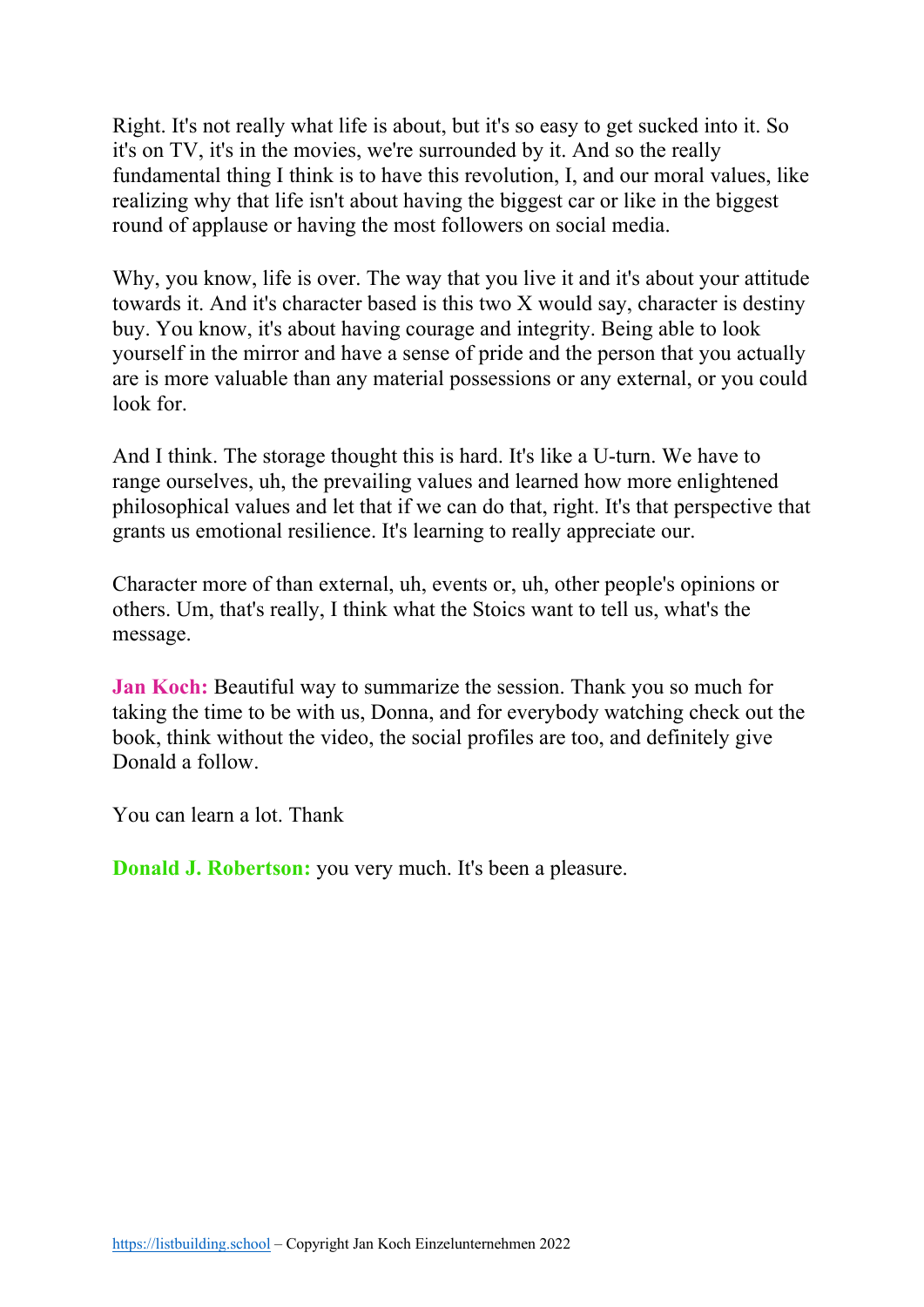Right. It's not really what life is about, but it's so easy to get sucked into it. So it's on TV, it's in the movies, we're surrounded by it. And so the really fundamental thing I think is to have this revolution, I, and our moral values, like realizing why that life isn't about having the biggest car or like in the biggest round of applause or having the most followers on social media.

Why, you know, life is over. The way that you live it and it's about your attitude towards it. And it's character based is this two X would say, character is destiny buy. You know, it's about having courage and integrity. Being able to look yourself in the mirror and have a sense of pride and the person that you actually are is more valuable than any material possessions or any external, or you could look for.

And I think. The storage thought this is hard. It's like a U-turn. We have to range ourselves, uh, the prevailing values and learned how more enlightened philosophical values and let that if we can do that, right. It's that perspective that grants us emotional resilience. It's learning to really appreciate our.

Character more of than external, uh, events or, uh, other people's opinions or others. Um, that's really, I think what the Stoics want to tell us, what's the message.

**Jan Koch:** Beautiful way to summarize the session. Thank you so much for taking the time to be with us, Donna, and for everybody watching check out the book, think without the video, the social profiles are too, and definitely give Donald a follow.

You can learn a lot. Thank

**Donald J. Robertson:** you very much. It's been a pleasure.